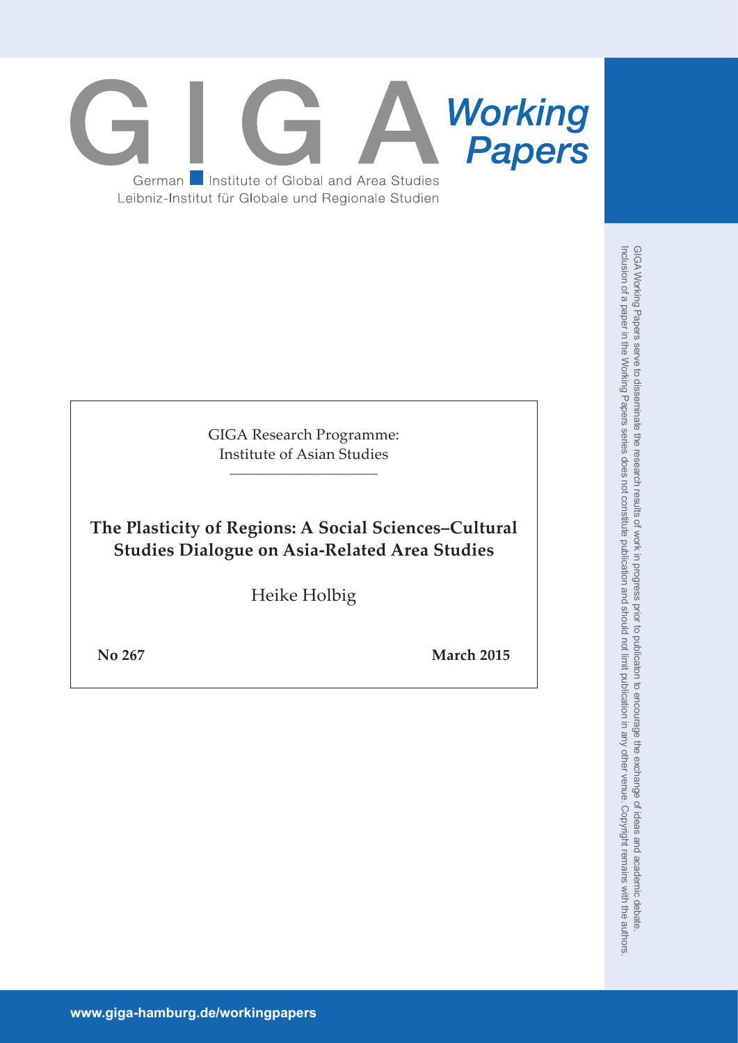GIGA Working Papers

German Institute of Global and Area Studies
Leibniz-Institut für Globale und Regionale Studien

GIGA Research Programme:
Institute of Asian Studies

# The Plasticity of Regions: A Social Sciences–Cultural Studies Dialogue on Asia-Related Area Studies

Heike Holbig

**No 267** **March 2015**

GIGA Working Papers serve to disseminate the research results of work in progress prior to publicaton to encourage the exchange of ideas and academic debate. Inclusion of a paper in the Working Papers series does not constitute publication and should not limit publication in any other venue. Copyright remains with the authors.

www.giga-hamburg.de/workingpapers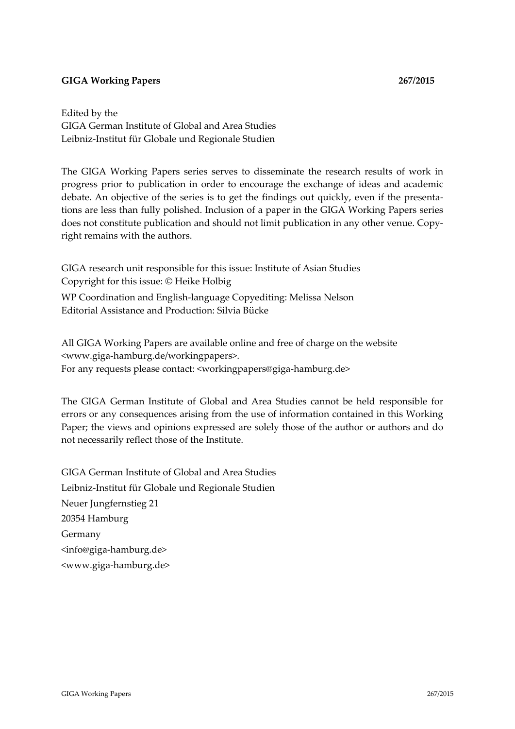**GIGA Working Papers** **267/2015**

Edited by the
GIGA German Institute of Global and Area Studies
Leibniz-Institut für Globale und Regionale Studien

The GIGA Working Papers series serves to disseminate the research results of work in progress prior to publication in order to encourage the exchange of ideas and academic debate. An objective of the series is to get the findings out quickly, even if the presentations are less than fully polished. Inclusion of a paper in the GIGA Working Papers series does not constitute publication and should not limit publication in any other venue. Copyright remains with the authors.

GIGA research unit responsible for this issue: Institute of Asian Studies
Copyright for this issue: © Heike Holbig

WP Coordination and English-language Copyediting: Melissa Nelson
Editorial Assistance and Production: Silvia Bücke

All GIGA Working Papers are available online and free of charge on the website <www.giga-hamburg.de/workingpapers>.
For any requests please contact: <workingpapers@giga-hamburg.de>

The GIGA German Institute of Global and Area Studies cannot be held responsible for errors or any consequences arising from the use of information contained in this Working Paper; the views and opinions expressed are solely those of the author or authors and do not necessarily reflect those of the Institute.

GIGA German Institute of Global and Area Studies
Leibniz-Institut für Globale und Regionale Studien
Neuer Jungfernstieg 21
20354 Hamburg
Germany
<info@giga-hamburg.de>
<www.giga-hamburg.de>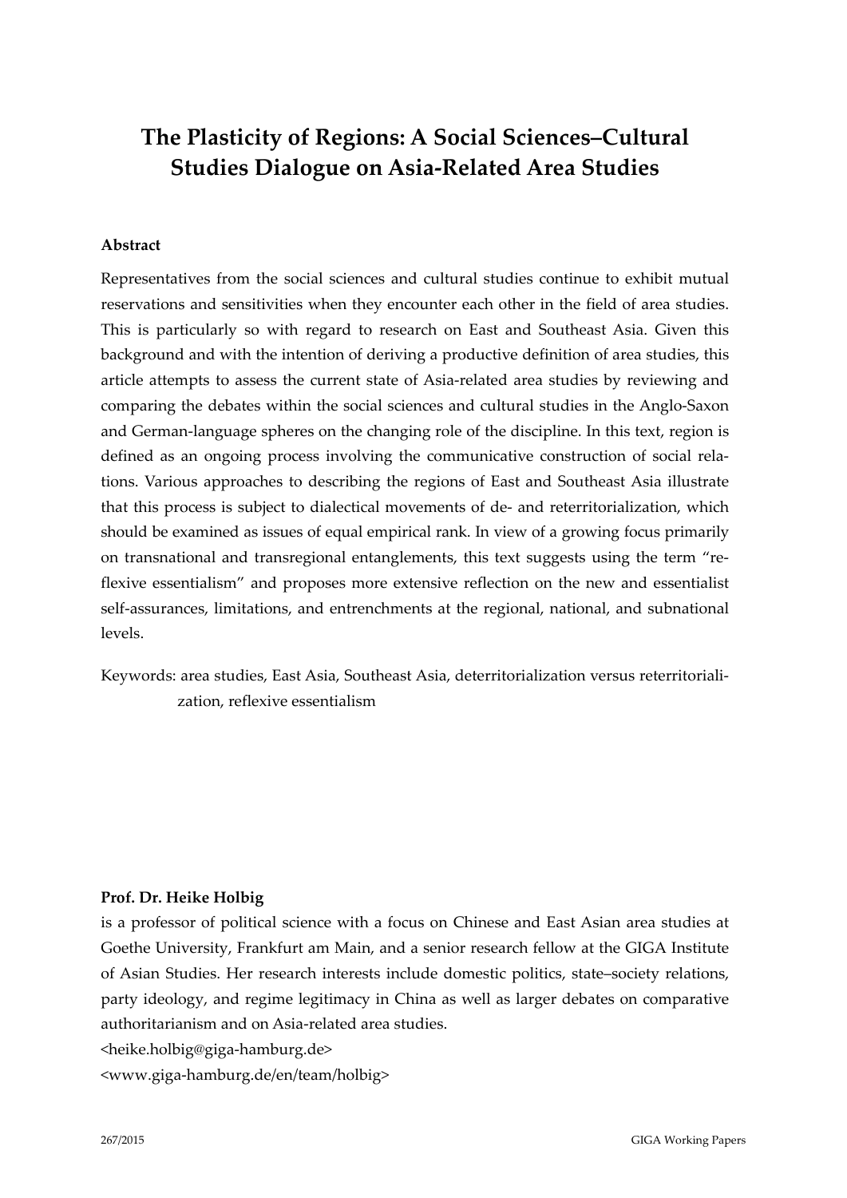# The Plasticity of Regions: A Social Sciences–Cultural Studies Dialogue on Asia-Related Area Studies

## Abstract

Representatives from the social sciences and cultural studies continue to exhibit mutual reservations and sensitivities when they encounter each other in the field of area studies. This is particularly so with regard to research on East and Southeast Asia. Given this background and with the intention of deriving a productive definition of area studies, this article attempts to assess the current state of Asia-related area studies by reviewing and comparing the debates within the social sciences and cultural studies in the Anglo-Saxon and German-language spheres on the changing role of the discipline. In this text, region is defined as an ongoing process involving the communicative construction of social relations. Various approaches to describing the regions of East and Southeast Asia illustrate that this process is subject to dialectical movements of de- and reterritorialization, which should be examined as issues of equal empirical rank. In view of a growing focus primarily on transnational and transregional entanglements, this text suggests using the term "reflexive essentialism" and proposes more extensive reflection on the new and essentialist self-assurances, limitations, and entrenchments at the regional, national, and subnational levels.

Keywords: area studies, East Asia, Southeast Asia, deterritorialization versus reterritorialization, reflexive essentialism

**Prof. Dr. Heike Holbig**

is a professor of political science with a focus on Chinese and East Asian area studies at Goethe University, Frankfurt am Main, and a senior research fellow at the GIGA Institute of Asian Studies. Her research interests include domestic politics, state–society relations, party ideology, and regime legitimacy in China as well as larger debates on comparative authoritarianism and on Asia-related area studies.

<heike.holbig@giga-hamburg.de>

<www.giga-hamburg.de/en/team/holbig>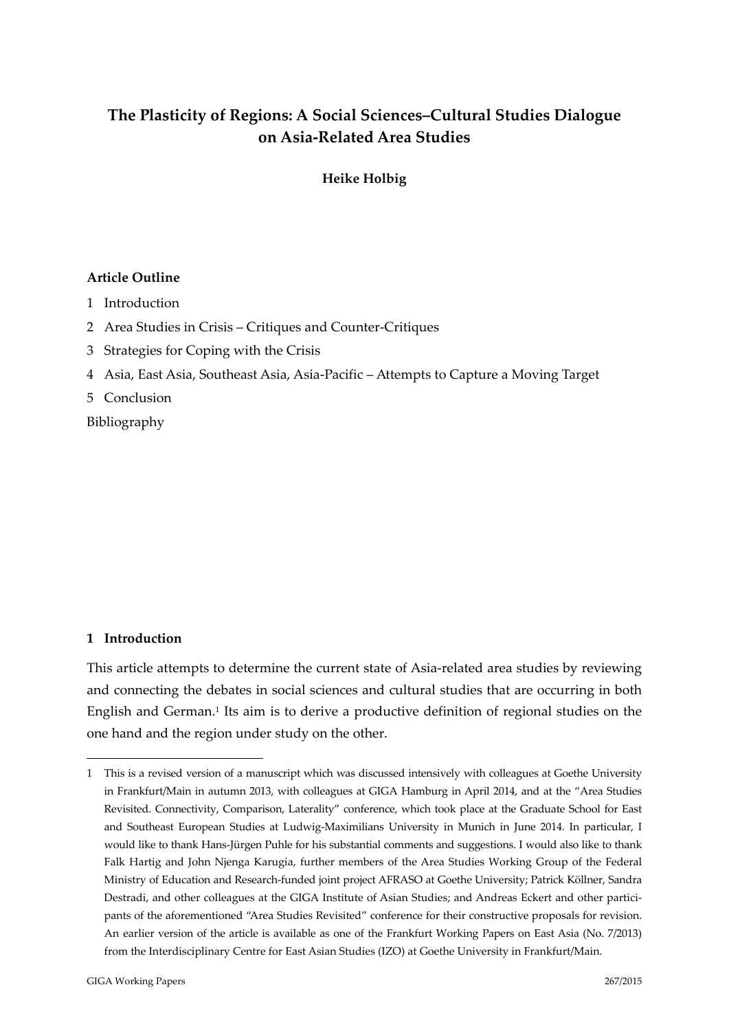# The Plasticity of Regions: A Social Sciences–Cultural Studies Dialogue on Asia-Related Area Studies

**Heike Holbig**

**Article Outline**

1 Introduction

2 Area Studies in Crisis – Critiques and Counter-Critiques

3 Strategies for Coping with the Crisis

4 Asia, East Asia, Southeast Asia, Asia-Pacific – Attempts to Capture a Moving Target

5 Conclusion

Bibliography

## 1 Introduction

This article attempts to determine the current state of Asia-related area studies by reviewing and connecting the debates in social sciences and cultural studies that are occurring in both English and German.[1] Its aim is to derive a productive definition of regional studies on the one hand and the region under study on the other.

---

1 This is a revised version of a manuscript which was discussed intensively with colleagues at Goethe University in Frankfurt/Main in autumn 2013, with colleagues at GIGA Hamburg in April 2014, and at the "Area Studies Revisited. Connectivity, Comparison, Laterality" conference, which took place at the Graduate School for East and Southeast European Studies at Ludwig-Maximilians University in Munich in June 2014. In particular, I would like to thank Hans-Jürgen Puhle for his substantial comments and suggestions. I would also like to thank Falk Hartig and John Njenga Karugia, further members of the Area Studies Working Group of the Federal Ministry of Education and Research-funded joint project AFRASO at Goethe University; Patrick Köllner, Sandra Destradi, and other colleagues at the GIGA Institute of Asian Studies; and Andreas Eckert and other participants of the aforementioned "Area Studies Revisited" conference for their constructive proposals for revision. An earlier version of the article is available as one of the Frankfurt Working Papers on East Asia (No. 7/2013) from the Interdisciplinary Centre for East Asian Studies (IZO) at Goethe University in Frankfurt/Main.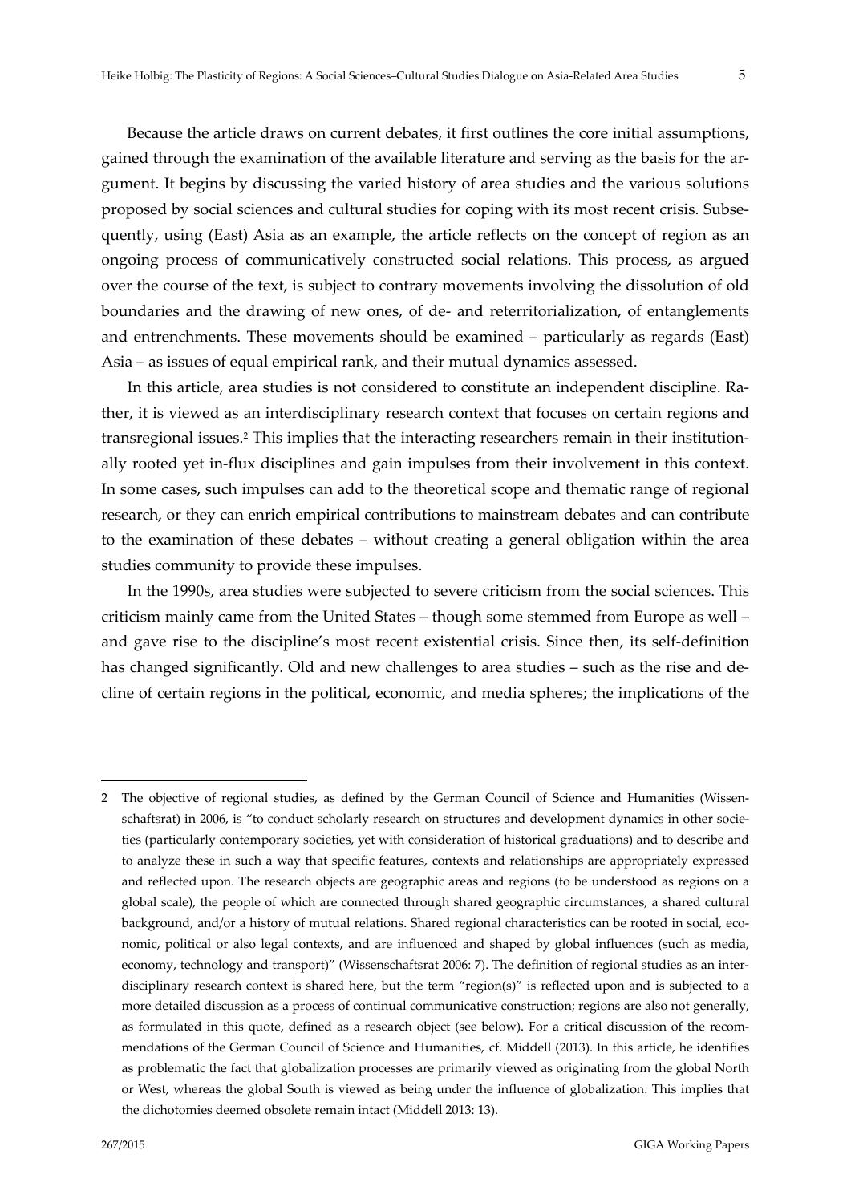Because the article draws on current debates, it first outlines the core initial assumptions, gained through the examination of the available literature and serving as the basis for the argument. It begins by discussing the varied history of area studies and the various solutions proposed by social sciences and cultural studies for coping with its most recent crisis. Subsequently, using (East) Asia as an example, the article reflects on the concept of region as an ongoing process of communicatively constructed social relations. This process, as argued over the course of the text, is subject to contrary movements involving the dissolution of old boundaries and the drawing of new ones, of de- and reterritorialization, of entanglements and entrenchments. These movements should be examined – particularly as regards (East) Asia – as issues of equal empirical rank, and their mutual dynamics assessed.

In this article, area studies is not considered to constitute an independent discipline. Rather, it is viewed as an interdisciplinary research context that focuses on certain regions and transregional issues.[2] This implies that the interacting researchers remain in their institutionally rooted yet in-flux disciplines and gain impulses from their involvement in this context. In some cases, such impulses can add to the theoretical scope and thematic range of regional research, or they can enrich empirical contributions to mainstream debates and can contribute to the examination of these debates – without creating a general obligation within the area studies community to provide these impulses.

In the 1990s, area studies were subjected to severe criticism from the social sciences. This criticism mainly came from the United States – though some stemmed from Europe as well – and gave rise to the discipline's most recent existential crisis. Since then, its self-definition has changed significantly. Old and new challenges to area studies – such as the rise and decline of certain regions in the political, economic, and media spheres; the implications of the

---

2 The objective of regional studies, as defined by the German Council of Science and Humanities (Wissenschaftsrat) in 2006, is "to conduct scholarly research on structures and development dynamics in other societies (particularly contemporary societies, yet with consideration of historical graduations) and to describe and to analyze these in such a way that specific features, contexts and relationships are appropriately expressed and reflected upon. The research objects are geographic areas and regions (to be understood as regions on a global scale), the people of which are connected through shared geographic circumstances, a shared cultural background, and/or a history of mutual relations. Shared regional characteristics can be rooted in social, economic, political or also legal contexts, and are influenced and shaped by global influences (such as media, economy, technology and transport)" (Wissenschaftsrat 2006: 7). The definition of regional studies as an interdisciplinary research context is shared here, but the term "region(s)" is reflected upon and is subjected to a more detailed discussion as a process of continual communicative construction; regions are also not generally, as formulated in this quote, defined as a research object (see below). For a critical discussion of the recommendations of the German Council of Science and Humanities, cf. Middell (2013). In this article, he identifies as problematic the fact that globalization processes are primarily viewed as originating from the global North or West, whereas the global South is viewed as being under the influence of globalization. This implies that the dichotomies deemed obsolete remain intact (Middell 2013: 13).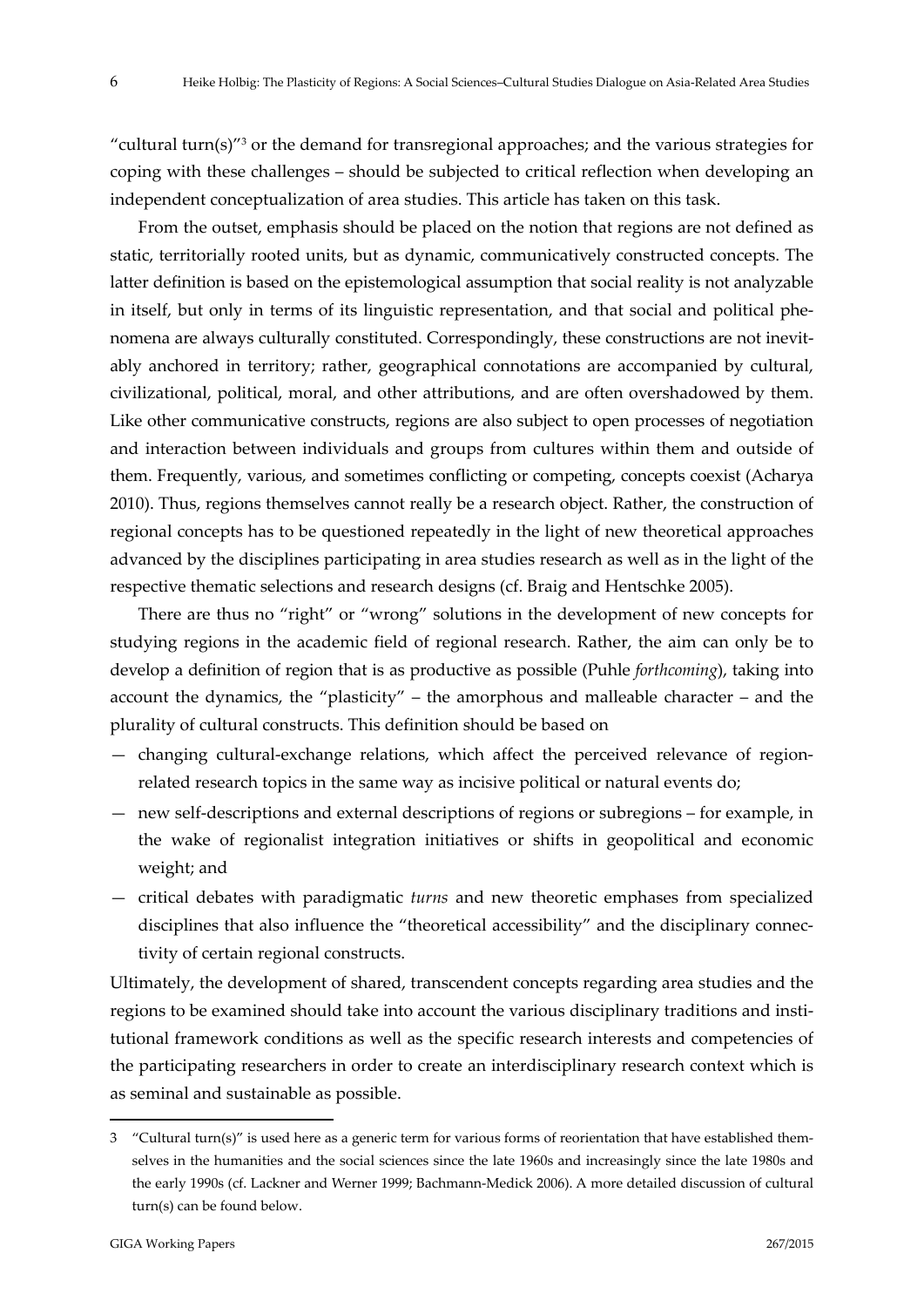"cultural turn(s)"[3] or the demand for transregional approaches; and the various strategies for coping with these challenges – should be subjected to critical reflection when developing an independent conceptualization of area studies. This article has taken on this task.

From the outset, emphasis should be placed on the notion that regions are not defined as static, territorially rooted units, but as dynamic, communicatively constructed concepts. The latter definition is based on the epistemological assumption that social reality is not analyzable in itself, but only in terms of its linguistic representation, and that social and political phenomena are always culturally constituted. Correspondingly, these constructions are not inevitably anchored in territory; rather, geographical connotations are accompanied by cultural, civilizational, political, moral, and other attributions, and are often overshadowed by them. Like other communicative constructs, regions are also subject to open processes of negotiation and interaction between individuals and groups from cultures within them and outside of them. Frequently, various, and sometimes conflicting or competing, concepts coexist (Acharya 2010). Thus, regions themselves cannot really be a research object. Rather, the construction of regional concepts has to be questioned repeatedly in the light of new theoretical approaches advanced by the disciplines participating in area studies research as well as in the light of the respective thematic selections and research designs (cf. Braig and Hentschke 2005).

There are thus no "right" or "wrong" solutions in the development of new concepts for studying regions in the academic field of regional research. Rather, the aim can only be to develop a definition of region that is as productive as possible (Puhle *forthcoming*), taking into account the dynamics, the "plasticity" – the amorphous and malleable character – and the plurality of cultural constructs. This definition should be based on

- changing cultural-exchange relations, which affect the perceived relevance of region-related research topics in the same way as incisive political or natural events do;
- new self-descriptions and external descriptions of regions or subregions – for example, in the wake of regionalist integration initiatives or shifts in geopolitical and economic weight; and
- critical debates with paradigmatic *turns* and new theoretic emphases from specialized disciplines that also influence the "theoretical accessibility" and the disciplinary connectivity of certain regional constructs.

Ultimately, the development of shared, transcendent concepts regarding area studies and the regions to be examined should take into account the various disciplinary traditions and institutional framework conditions as well as the specific research interests and competencies of the participating researchers in order to create an interdisciplinary research context which is as seminal and sustainable as possible.

---

3 "Cultural turn(s)" is used here as a generic term for various forms of reorientation that have established themselves in the humanities and the social sciences since the late 1960s and increasingly since the late 1980s and the early 1990s (cf. Lackner and Werner 1999; Bachmann-Medick 2006). A more detailed discussion of cultural turn(s) can be found below.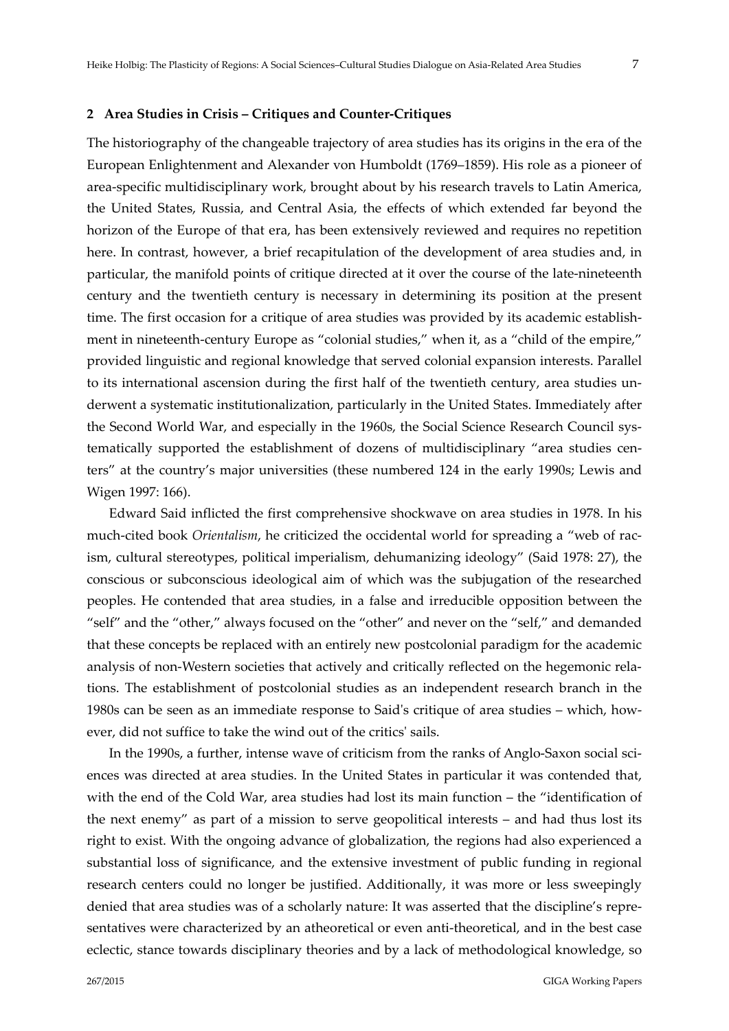## 2 Area Studies in Crisis – Critiques and Counter-Critiques

The historiography of the changeable trajectory of area studies has its origins in the era of the European Enlightenment and Alexander von Humboldt (1769–1859). His role as a pioneer of area-specific multidisciplinary work, brought about by his research travels to Latin America, the United States, Russia, and Central Asia, the effects of which extended far beyond the horizon of the Europe of that era, has been extensively reviewed and requires no repetition here. In contrast, however, a brief recapitulation of the development of area studies and, in particular, the manifold points of critique directed at it over the course of the late-nineteenth century and the twentieth century is necessary in determining its position at the present time. The first occasion for a critique of area studies was provided by its academic establishment in nineteenth-century Europe as "colonial studies," when it, as a "child of the empire," provided linguistic and regional knowledge that served colonial expansion interests. Parallel to its international ascension during the first half of the twentieth century, area studies underwent a systematic institutionalization, particularly in the United States. Immediately after the Second World War, and especially in the 1960s, the Social Science Research Council systematically supported the establishment of dozens of multidisciplinary "area studies centers" at the country's major universities (these numbered 124 in the early 1990s; Lewis and Wigen 1997: 166).

Edward Said inflicted the first comprehensive shockwave on area studies in 1978. In his much-cited book *Orientalism*, he criticized the occidental world for spreading a "web of racism, cultural stereotypes, political imperialism, dehumanizing ideology" (Said 1978: 27), the conscious or subconscious ideological aim of which was the subjugation of the researched peoples. He contended that area studies, in a false and irreducible opposition between the "self" and the "other," always focused on the "other" and never on the "self," and demanded that these concepts be replaced with an entirely new postcolonial paradigm for the academic analysis of non-Western societies that actively and critically reflected on the hegemonic relations. The establishment of postcolonial studies as an independent research branch in the 1980s can be seen as an immediate response to Said's critique of area studies – which, however, did not suffice to take the wind out of the critics' sails.

In the 1990s, a further, intense wave of criticism from the ranks of Anglo-Saxon social sciences was directed at area studies. In the United States in particular it was contended that, with the end of the Cold War, area studies had lost its main function – the "identification of the next enemy" as part of a mission to serve geopolitical interests – and had thus lost its right to exist. With the ongoing advance of globalization, the regions had also experienced a substantial loss of significance, and the extensive investment of public funding in regional research centers could no longer be justified. Additionally, it was more or less sweepingly denied that area studies was of a scholarly nature: It was asserted that the discipline's representatives were characterized by an atheoretical or even anti-theoretical, and in the best case eclectic, stance towards disciplinary theories and by a lack of methodological knowledge, so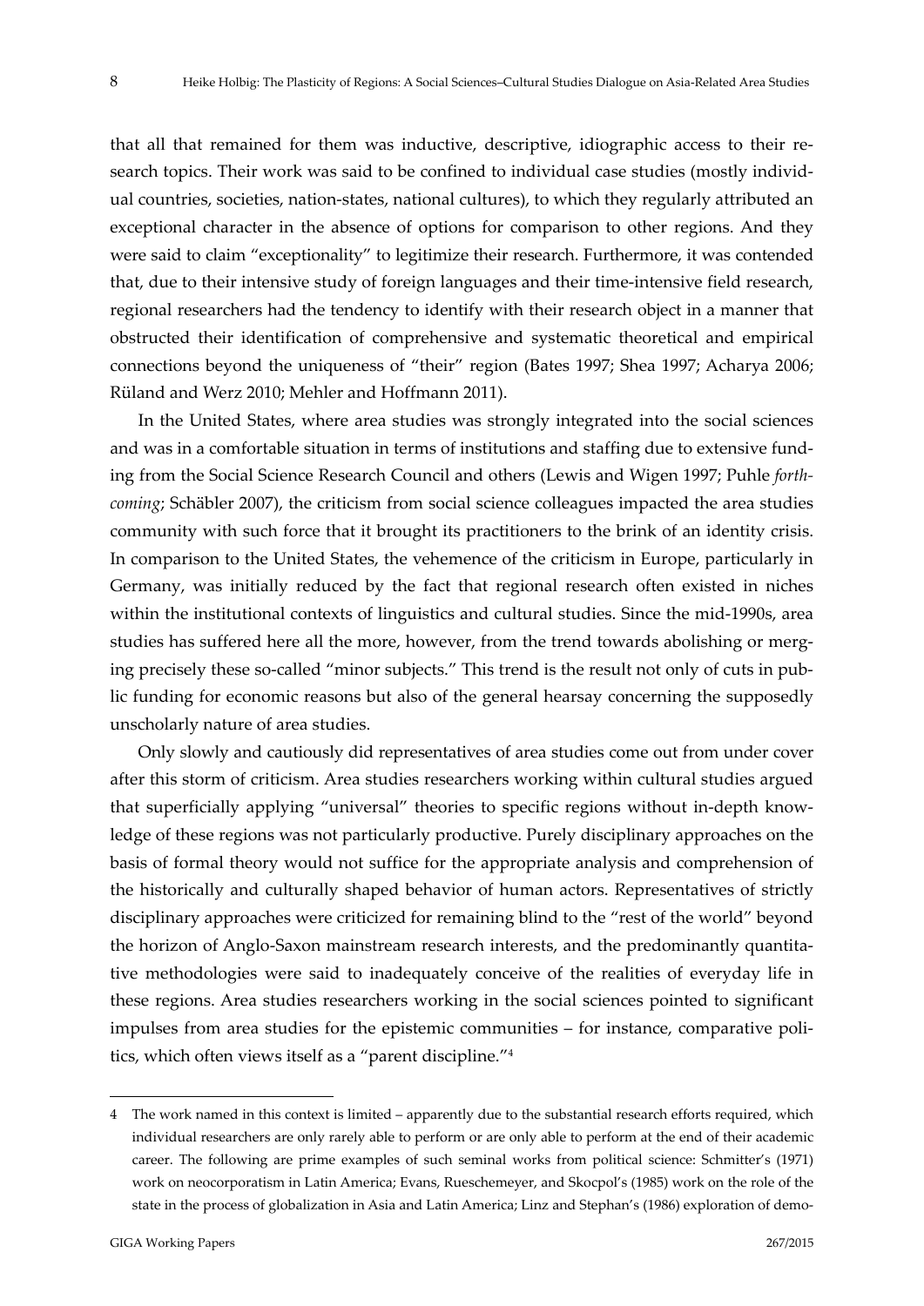that all that remained for them was inductive, descriptive, idiographic access to their research topics. Their work was said to be confined to individual case studies (mostly individual countries, societies, nation-states, national cultures), to which they regularly attributed an exceptional character in the absence of options for comparison to other regions. And they were said to claim "exceptionality" to legitimize their research. Furthermore, it was contended that, due to their intensive study of foreign languages and their time-intensive field research, regional researchers had the tendency to identify with their research object in a manner that obstructed their identification of comprehensive and systematic theoretical and empirical connections beyond the uniqueness of "their" region (Bates 1997; Shea 1997; Acharya 2006; Rüland and Werz 2010; Mehler and Hoffmann 2011).

In the United States, where area studies was strongly integrated into the social sciences and was in a comfortable situation in terms of institutions and staffing due to extensive funding from the Social Science Research Council and others (Lewis and Wigen 1997; Puhle *forthcoming*; Schäbler 2007), the criticism from social science colleagues impacted the area studies community with such force that it brought its practitioners to the brink of an identity crisis. In comparison to the United States, the vehemence of the criticism in Europe, particularly in Germany, was initially reduced by the fact that regional research often existed in niches within the institutional contexts of linguistics and cultural studies. Since the mid-1990s, area studies has suffered here all the more, however, from the trend towards abolishing or merging precisely these so-called "minor subjects." This trend is the result not only of cuts in public funding for economic reasons but also of the general hearsay concerning the supposedly unscholarly nature of area studies.

Only slowly and cautiously did representatives of area studies come out from under cover after this storm of criticism. Area studies researchers working within cultural studies argued that superficially applying "universal" theories to specific regions without in-depth knowledge of these regions was not particularly productive. Purely disciplinary approaches on the basis of formal theory would not suffice for the appropriate analysis and comprehension of the historically and culturally shaped behavior of human actors. Representatives of strictly disciplinary approaches were criticized for remaining blind to the "rest of the world" beyond the horizon of Anglo-Saxon mainstream research interests, and the predominantly quantitative methodologies were said to inadequately conceive of the realities of everyday life in these regions. Area studies researchers working in the social sciences pointed to significant impulses from area studies for the epistemic communities – for instance, comparative politics, which often views itself as a "parent discipline."[4]

---

4 The work named in this context is limited – apparently due to the substantial research efforts required, which individual researchers are only rarely able to perform or are only able to perform at the end of their academic career. The following are prime examples of such seminal works from political science: Schmitter's (1971) work on neocorporatism in Latin America; Evans, Rueschemeyer, and Skocpol's (1985) work on the role of the state in the process of globalization in Asia and Latin America; Linz and Stephan's (1986) exploration of demo-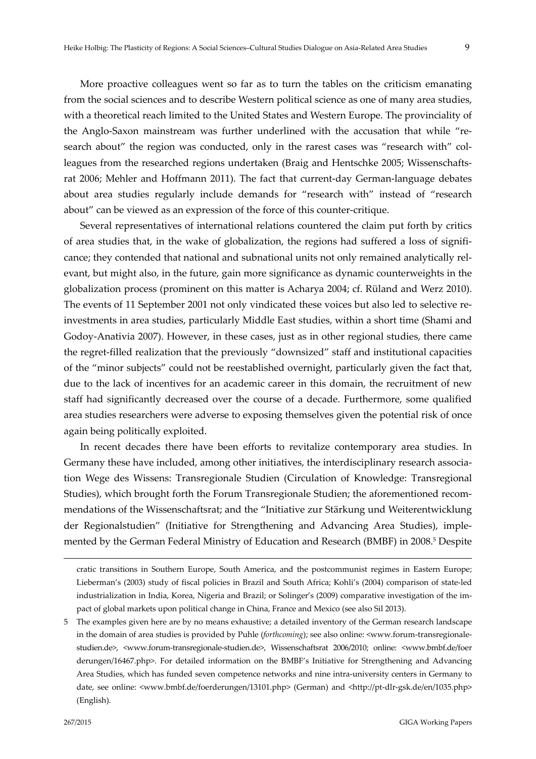More proactive colleagues went so far as to turn the tables on the criticism emanating from the social sciences and to describe Western political science as one of many area studies, with a theoretical reach limited to the United States and Western Europe. The provinciality of the Anglo-Saxon mainstream was further underlined with the accusation that while "research about" the region was conducted, only in the rarest cases was "research with" colleagues from the researched regions undertaken (Braig and Hentschke 2005; Wissenschaftsrat 2006; Mehler and Hoffmann 2011). The fact that current-day German-language debates about area studies regularly include demands for "research with" instead of "research about" can be viewed as an expression of the force of this counter-critique.

Several representatives of international relations countered the claim put forth by critics of area studies that, in the wake of globalization, the regions had suffered a loss of significance; they contended that national and subnational units not only remained analytically relevant, but might also, in the future, gain more significance as dynamic counterweights in the globalization process (prominent on this matter is Acharya 2004; cf. Rüland and Werz 2010). The events of 11 September 2001 not only vindicated these voices but also led to selective reinvestments in area studies, particularly Middle East studies, within a short time (Shami and Godoy-Anativia 2007). However, in these cases, just as in other regional studies, there came the regret-filled realization that the previously "downsized" staff and institutional capacities of the "minor subjects" could not be reestablished overnight, particularly given the fact that, due to the lack of incentives for an academic career in this domain, the recruitment of new staff had significantly decreased over the course of a decade. Furthermore, some qualified area studies researchers were adverse to exposing themselves given the potential risk of once again being politically exploited.

In recent decades there have been efforts to revitalize contemporary area studies. In Germany these have included, among other initiatives, the interdisciplinary research association Wege des Wissens: Transregionale Studien (Circulation of Knowledge: Transregional Studies), which brought forth the Forum Transregionale Studien; the aforementioned recommendations of the Wissenschaftsrat; and the "Initiative zur Stärkung und Weiterentwicklung der Regionalstudien" (Initiative for Strengthening and Advancing Area Studies), implemented by the German Federal Ministry of Education and Research (BMBF) in 2008.[5] Despite

---

cratic transitions in Southern Europe, South America, and the postcommunist regimes in Eastern Europe; Lieberman's (2003) study of fiscal policies in Brazil and South Africa; Kohli's (2004) comparison of state-led industrialization in India, Korea, Nigeria and Brazil; or Solinger's (2009) comparative investigation of the impact of global markets upon political change in China, France and Mexico (see also Sil 2013).

5 The examples given here are by no means exhaustive; a detailed inventory of the German research landscape in the domain of area studies is provided by Puhle (*forthcoming*); see also online: <www.forum-transregionale-studien.de>, <www.forum-transregionale-studien.de>, Wissenschaftsrat 2006/2010; online: <www.bmbf.de/foerderungen/16467.php>. For detailed information on the BMBF's Initiative for Strengthening and Advancing Area Studies, which has funded seven competence networks and nine intra-university centers in Germany to date, see online: <www.bmbf.de/foerderungen/13101.php> (German) and <http://pt-dlr-gsk.de/en/1035.php> (English).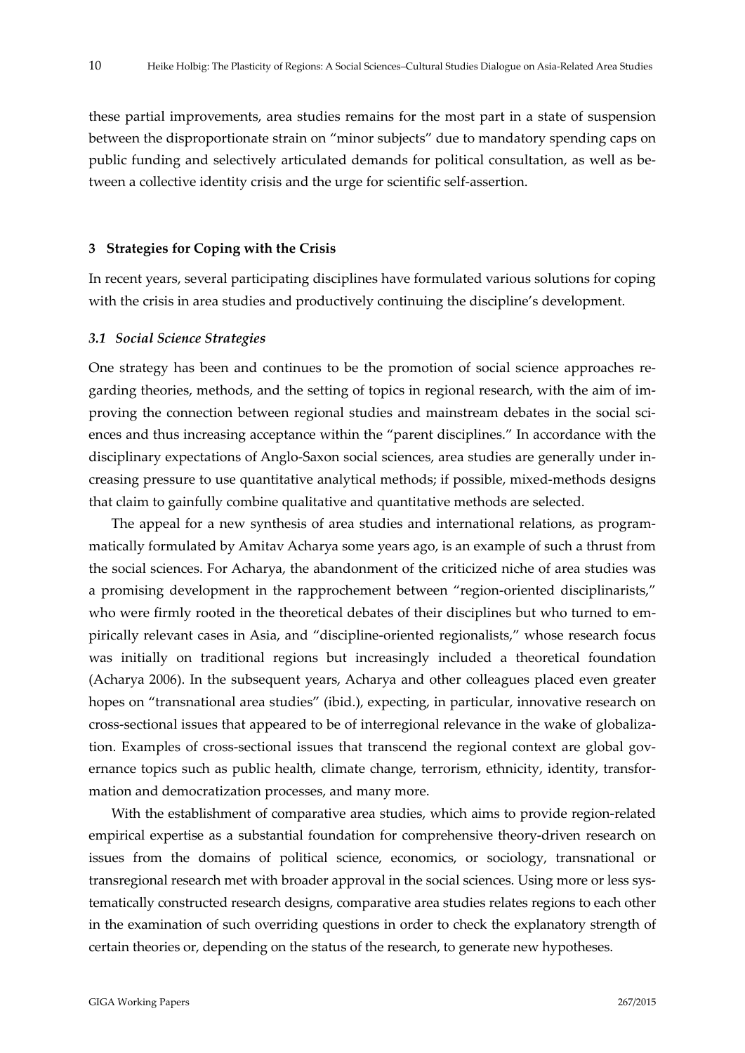these partial improvements, area studies remains for the most part in a state of suspension between the disproportionate strain on "minor subjects" due to mandatory spending caps on public funding and selectively articulated demands for political consultation, as well as between a collective identity crisis and the urge for scientific self-assertion.

## 3 Strategies for Coping with the Crisis

In recent years, several participating disciplines have formulated various solutions for coping with the crisis in area studies and productively continuing the discipline's development.

### *3.1 Social Science Strategies*

One strategy has been and continues to be the promotion of social science approaches regarding theories, methods, and the setting of topics in regional research, with the aim of improving the connection between regional studies and mainstream debates in the social sciences and thus increasing acceptance within the "parent disciplines." In accordance with the disciplinary expectations of Anglo-Saxon social sciences, area studies are generally under increasing pressure to use quantitative analytical methods; if possible, mixed-methods designs that claim to gainfully combine qualitative and quantitative methods are selected.

The appeal for a new synthesis of area studies and international relations, as programmatically formulated by Amitav Acharya some years ago, is an example of such a thrust from the social sciences. For Acharya, the abandonment of the criticized niche of area studies was a promising development in the rapprochement between "region-oriented disciplinarists," who were firmly rooted in the theoretical debates of their disciplines but who turned to empirically relevant cases in Asia, and "discipline-oriented regionalists," whose research focus was initially on traditional regions but increasingly included a theoretical foundation (Acharya 2006). In the subsequent years, Acharya and other colleagues placed even greater hopes on "transnational area studies" (ibid.), expecting, in particular, innovative research on cross-sectional issues that appeared to be of interregional relevance in the wake of globalization. Examples of cross-sectional issues that transcend the regional context are global governance topics such as public health, climate change, terrorism, ethnicity, identity, transformation and democratization processes, and many more.

With the establishment of comparative area studies, which aims to provide region-related empirical expertise as a substantial foundation for comprehensive theory-driven research on issues from the domains of political science, economics, or sociology, transnational or transregional research met with broader approval in the social sciences. Using more or less systematically constructed research designs, comparative area studies relates regions to each other in the examination of such overriding questions in order to check the explanatory strength of certain theories or, depending on the status of the research, to generate new hypotheses.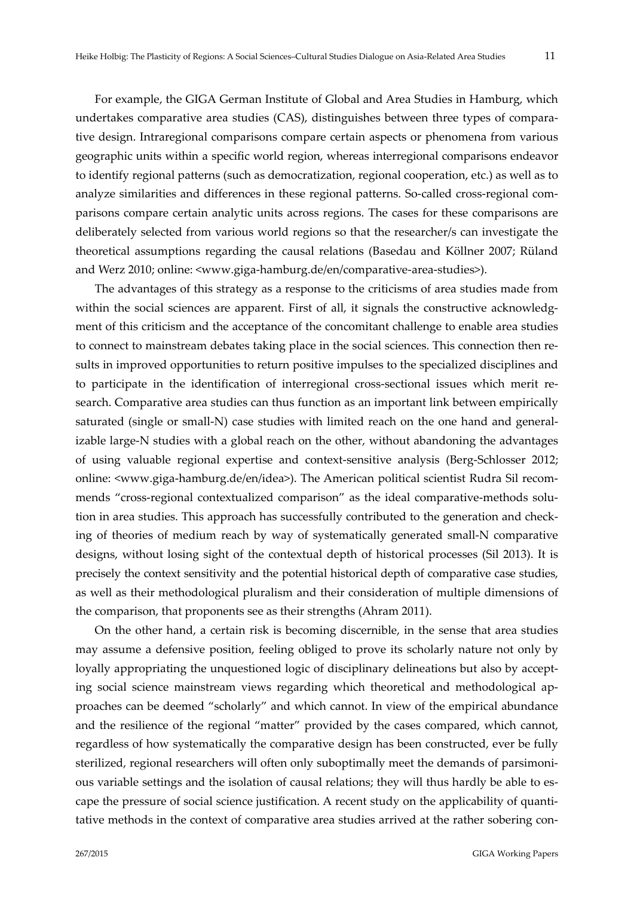For example, the GIGA German Institute of Global and Area Studies in Hamburg, which undertakes comparative area studies (CAS), distinguishes between three types of comparative design. Intraregional comparisons compare certain aspects or phenomena from various geographic units within a specific world region, whereas interregional comparisons endeavor to identify regional patterns (such as democratization, regional cooperation, etc.) as well as to analyze similarities and differences in these regional patterns. So-called cross-regional comparisons compare certain analytic units across regions. The cases for these comparisons are deliberately selected from various world regions so that the researcher/s can investigate the theoretical assumptions regarding the causal relations (Basedau and Köllner 2007; Rüland and Werz 2010; online: <www.giga-hamburg.de/en/comparative-area-studies>).

The advantages of this strategy as a response to the criticisms of area studies made from within the social sciences are apparent. First of all, it signals the constructive acknowledgment of this criticism and the acceptance of the concomitant challenge to enable area studies to connect to mainstream debates taking place in the social sciences. This connection then results in improved opportunities to return positive impulses to the specialized disciplines and to participate in the identification of interregional cross-sectional issues which merit research. Comparative area studies can thus function as an important link between empirically saturated (single or small-N) case studies with limited reach on the one hand and generalizable large-N studies with a global reach on the other, without abandoning the advantages of using valuable regional expertise and context-sensitive analysis (Berg-Schlosser 2012; online: <www.giga-hamburg.de/en/idea>). The American political scientist Rudra Sil recommends "cross-regional contextualized comparison" as the ideal comparative-methods solution in area studies. This approach has successfully contributed to the generation and checking of theories of medium reach by way of systematically generated small-N comparative designs, without losing sight of the contextual depth of historical processes (Sil 2013). It is precisely the context sensitivity and the potential historical depth of comparative case studies, as well as their methodological pluralism and their consideration of multiple dimensions of the comparison, that proponents see as their strengths (Ahram 2011).

On the other hand, a certain risk is becoming discernible, in the sense that area studies may assume a defensive position, feeling obliged to prove its scholarly nature not only by loyally appropriating the unquestioned logic of disciplinary delineations but also by accepting social science mainstream views regarding which theoretical and methodological approaches can be deemed "scholarly" and which cannot. In view of the empirical abundance and the resilience of the regional "matter" provided by the cases compared, which cannot, regardless of how systematically the comparative design has been constructed, ever be fully sterilized, regional researchers will often only suboptimally meet the demands of parsimonious variable settings and the isolation of causal relations; they will thus hardly be able to escape the pressure of social science justification. A recent study on the applicability of quantitative methods in the context of comparative area studies arrived at the rather sobering con-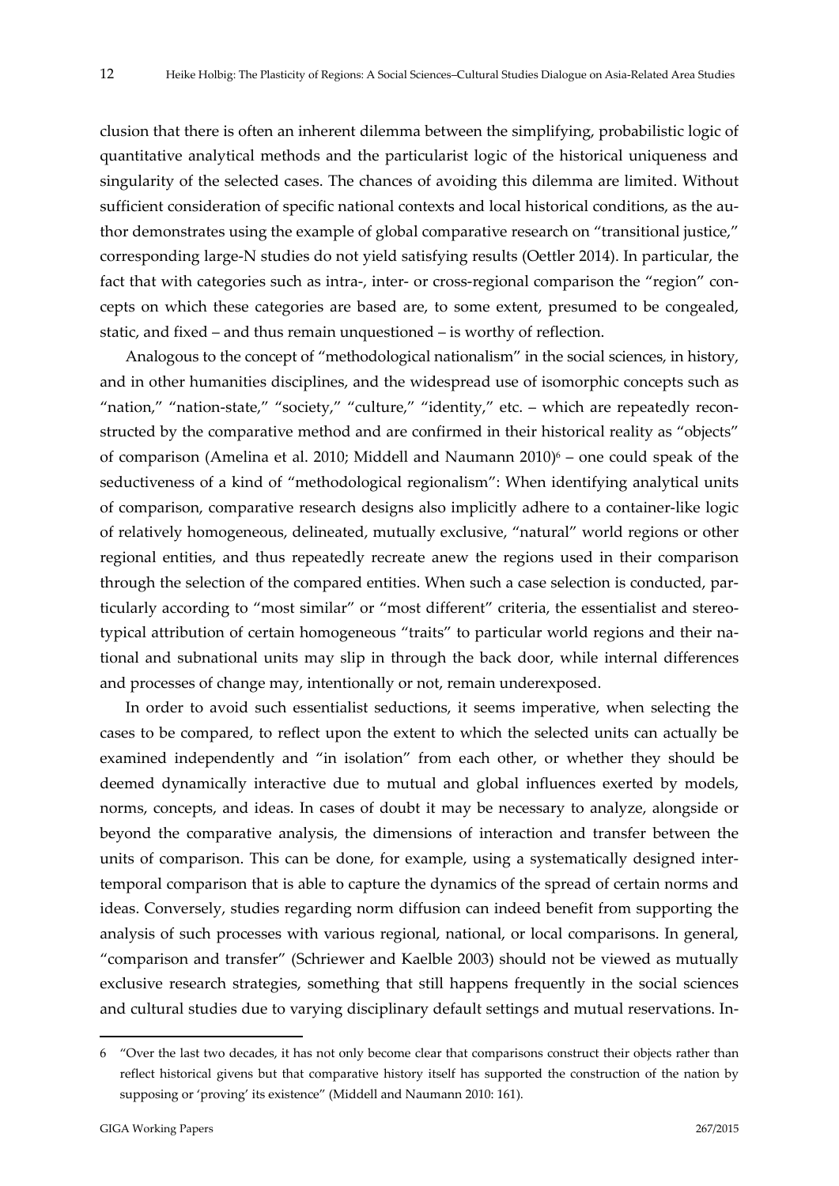clusion that there is often an inherent dilemma between the simplifying, probabilistic logic of quantitative analytical methods and the particularist logic of the historical uniqueness and singularity of the selected cases. The chances of avoiding this dilemma are limited. Without sufficient consideration of specific national contexts and local historical conditions, as the author demonstrates using the example of global comparative research on "transitional justice," corresponding large-N studies do not yield satisfying results (Oettler 2014). In particular, the fact that with categories such as intra-, inter- or cross-regional comparison the "region" concepts on which these categories are based are, to some extent, presumed to be congealed, static, and fixed – and thus remain unquestioned – is worthy of reflection.

Analogous to the concept of "methodological nationalism" in the social sciences, in history, and in other humanities disciplines, and the widespread use of isomorphic concepts such as "nation," "nation-state," "society," "culture," "identity," etc. – which are repeatedly reconstructed by the comparative method and are confirmed in their historical reality as "objects" of comparison (Amelina et al. 2010; Middell and Naumann 2010)[6] – one could speak of the seductiveness of a kind of "methodological regionalism": When identifying analytical units of comparison, comparative research designs also implicitly adhere to a container-like logic of relatively homogeneous, delineated, mutually exclusive, "natural" world regions or other regional entities, and thus repeatedly recreate anew the regions used in their comparison through the selection of the compared entities. When such a case selection is conducted, particularly according to "most similar" or "most different" criteria, the essentialist and stereotypical attribution of certain homogeneous "traits" to particular world regions and their national and subnational units may slip in through the back door, while internal differences and processes of change may, intentionally or not, remain underexposed.

In order to avoid such essentialist seductions, it seems imperative, when selecting the cases to be compared, to reflect upon the extent to which the selected units can actually be examined independently and "in isolation" from each other, or whether they should be deemed dynamically interactive due to mutual and global influences exerted by models, norms, concepts, and ideas. In cases of doubt it may be necessary to analyze, alongside or beyond the comparative analysis, the dimensions of interaction and transfer between the units of comparison. This can be done, for example, using a systematically designed intertemporal comparison that is able to capture the dynamics of the spread of certain norms and ideas. Conversely, studies regarding norm diffusion can indeed benefit from supporting the analysis of such processes with various regional, national, or local comparisons. In general, "comparison and transfer" (Schriewer and Kaelble 2003) should not be viewed as mutually exclusive research strategies, something that still happens frequently in the social sciences and cultural studies due to varying disciplinary default settings and mutual reservations. In-

---

6 "Over the last two decades, it has not only become clear that comparisons construct their objects rather than reflect historical givens but that comparative history itself has supported the construction of the nation by supposing or 'proving' its existence" (Middell and Naumann 2010: 161).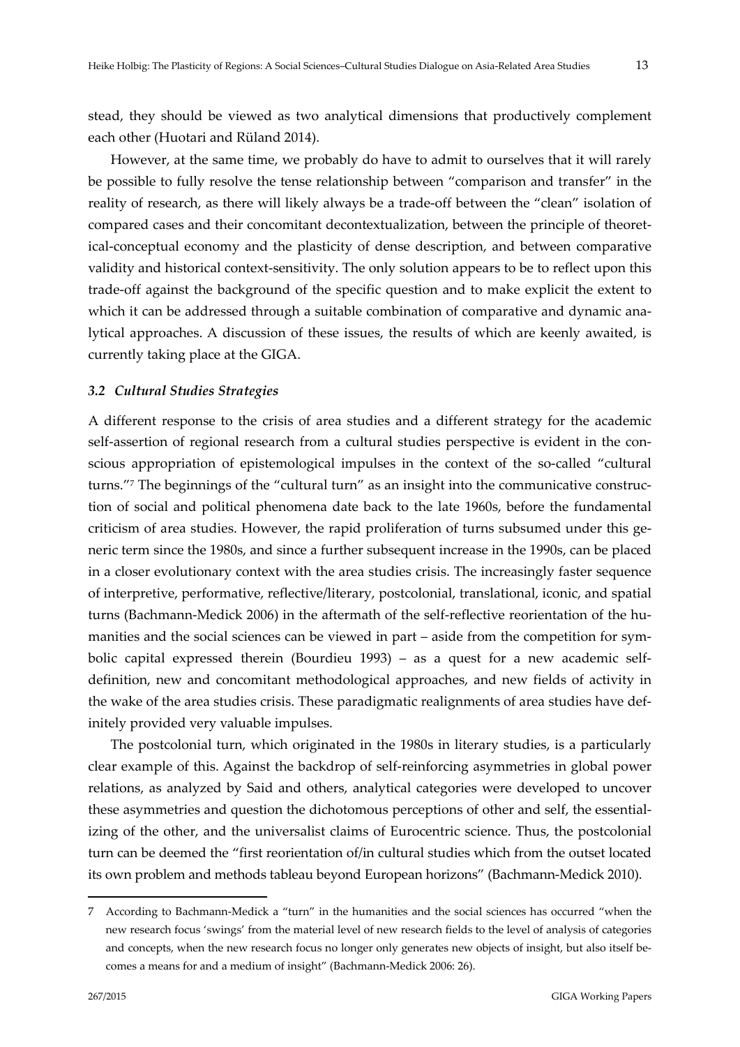stead, they should be viewed as two analytical dimensions that productively complement each other (Huotari and Rüland 2014).

However, at the same time, we probably do have to admit to ourselves that it will rarely be possible to fully resolve the tense relationship between "comparison and transfer" in the reality of research, as there will likely always be a trade-off between the "clean" isolation of compared cases and their concomitant decontextualization, between the principle of theoretical-conceptual economy and the plasticity of dense description, and between comparative validity and historical context-sensitivity. The only solution appears to be to reflect upon this trade-off against the background of the specific question and to make explicit the extent to which it can be addressed through a suitable combination of comparative and dynamic analytical approaches. A discussion of these issues, the results of which are keenly awaited, is currently taking place at the GIGA.

### *3.2 Cultural Studies Strategies*

A different response to the crisis of area studies and a different strategy for the academic self-assertion of regional research from a cultural studies perspective is evident in the conscious appropriation of epistemological impulses in the context of the so-called "cultural turns."[7] The beginnings of the "cultural turn" as an insight into the communicative construction of social and political phenomena date back to the late 1960s, before the fundamental criticism of area studies. However, the rapid proliferation of turns subsumed under this generic term since the 1980s, and since a further subsequent increase in the 1990s, can be placed in a closer evolutionary context with the area studies crisis. The increasingly faster sequence of interpretive, performative, reflective/literary, postcolonial, translational, iconic, and spatial turns (Bachmann-Medick 2006) in the aftermath of the self-reflective reorientation of the humanities and the social sciences can be viewed in part – aside from the competition for symbolic capital expressed therein (Bourdieu 1993) – as a quest for a new academic self-definition, new and concomitant methodological approaches, and new fields of activity in the wake of the area studies crisis. These paradigmatic realignments of area studies have definitely provided very valuable impulses.

The postcolonial turn, which originated in the 1980s in literary studies, is a particularly clear example of this. Against the backdrop of self-reinforcing asymmetries in global power relations, as analyzed by Said and others, analytical categories were developed to uncover these asymmetries and question the dichotomous perceptions of other and self, the essentializing of the other, and the universalist claims of Eurocentric science. Thus, the postcolonial turn can be deemed the "first reorientation of/in cultural studies which from the outset located its own problem and methods tableau beyond European horizons" (Bachmann-Medick 2010).

---

7 According to Bachmann-Medick a "turn" in the humanities and the social sciences has occurred "when the new research focus 'swings' from the material level of new research fields to the level of analysis of categories and concepts, when the new research focus no longer only generates new objects of insight, but also itself becomes a means for and a medium of insight" (Bachmann-Medick 2006: 26).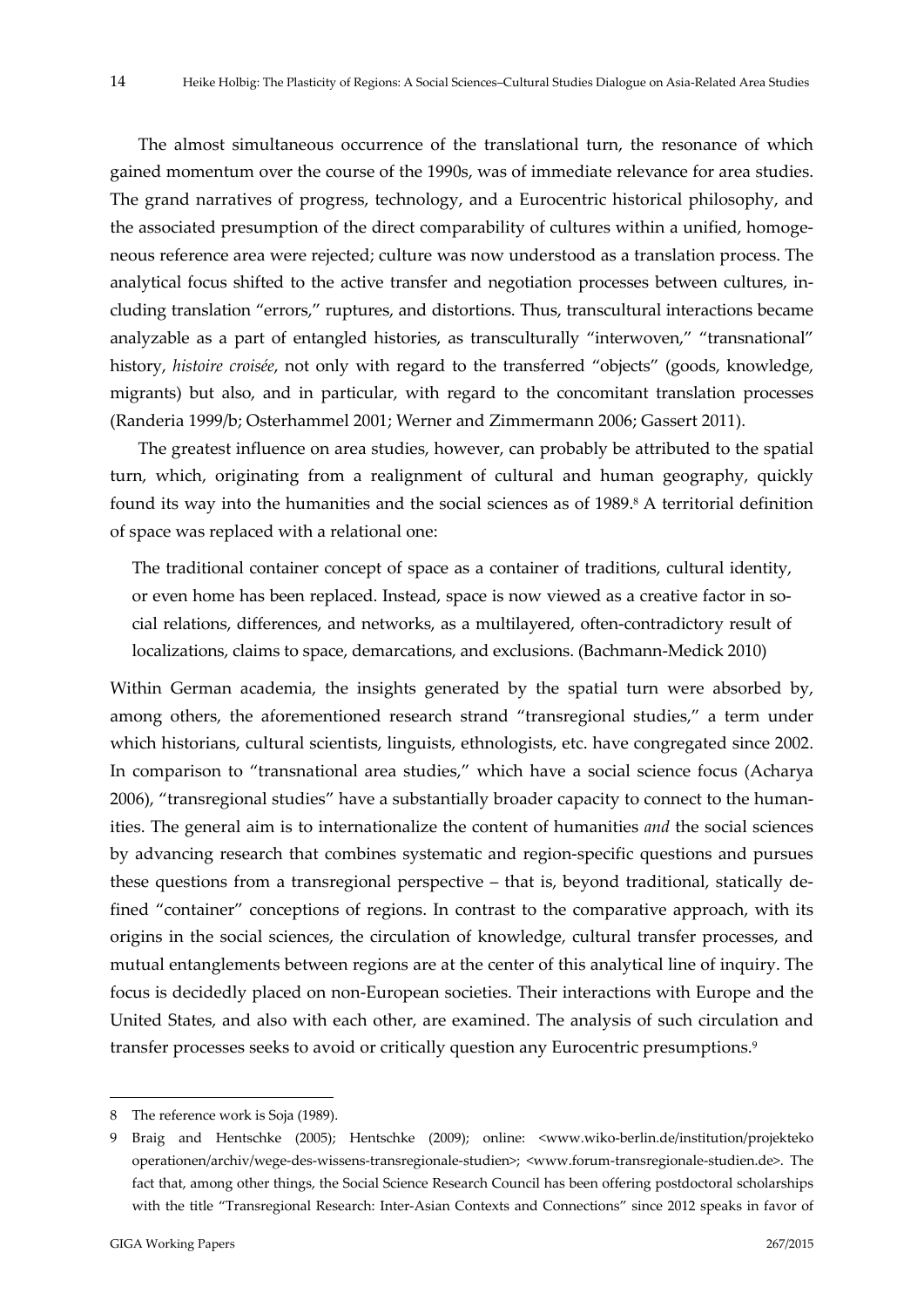The almost simultaneous occurrence of the translational turn, the resonance of which gained momentum over the course of the 1990s, was of immediate relevance for area studies. The grand narratives of progress, technology, and a Eurocentric historical philosophy, and the associated presumption of the direct comparability of cultures within a unified, homogeneous reference area were rejected; culture was now understood as a translation process. The analytical focus shifted to the active transfer and negotiation processes between cultures, including translation "errors," ruptures, and distortions. Thus, transcultural interactions became analyzable as a part of entangled histories, as transculturally "interwoven," "transnational" history, *histoire croisée*, not only with regard to the transferred "objects" (goods, knowledge, migrants) but also, and in particular, with regard to the concomitant translation processes (Randeria 1999/b; Osterhammel 2001; Werner and Zimmermann 2006; Gassert 2011).

The greatest influence on area studies, however, can probably be attributed to the spatial turn, which, originating from a realignment of cultural and human geography, quickly found its way into the humanities and the social sciences as of 1989.[8] A territorial definition of space was replaced with a relational one:

> The traditional container concept of space as a container of traditions, cultural identity, or even home has been replaced. Instead, space is now viewed as a creative factor in social relations, differences, and networks, as a multilayered, often-contradictory result of localizations, claims to space, demarcations, and exclusions. (Bachmann-Medick 2010)

Within German academia, the insights generated by the spatial turn were absorbed by, among others, the aforementioned research strand "transregional studies," a term under which historians, cultural scientists, linguists, ethnologists, etc. have congregated since 2002. In comparison to "transnational area studies," which have a social science focus (Acharya 2006), "transregional studies" have a substantially broader capacity to connect to the humanities. The general aim is to internationalize the content of humanities *and* the social sciences by advancing research that combines systematic and region-specific questions and pursues these questions from a transregional perspective – that is, beyond traditional, statically defined "container" conceptions of regions. In contrast to the comparative approach, with its origins in the social sciences, the circulation of knowledge, cultural transfer processes, and mutual entanglements between regions are at the center of this analytical line of inquiry. The focus is decidedly placed on non-European societies. Their interactions with Europe and the United States, and also with each other, are examined. The analysis of such circulation and transfer processes seeks to avoid or critically question any Eurocentric presumptions.[9]

---

8 The reference work is Soja (1989).

9 Braig and Hentschke (2005); Hentschke (2009); online: <www.wiko-berlin.de/institution/projektekooperationen/archiv/wege-des-wissens-transregionale-studien>; <www.forum-transregionale-studien.de>. The fact that, among other things, the Social Science Research Council has been offering postdoctoral scholarships with the title "Transregional Research: Inter-Asian Contexts and Connections" since 2012 speaks in favor of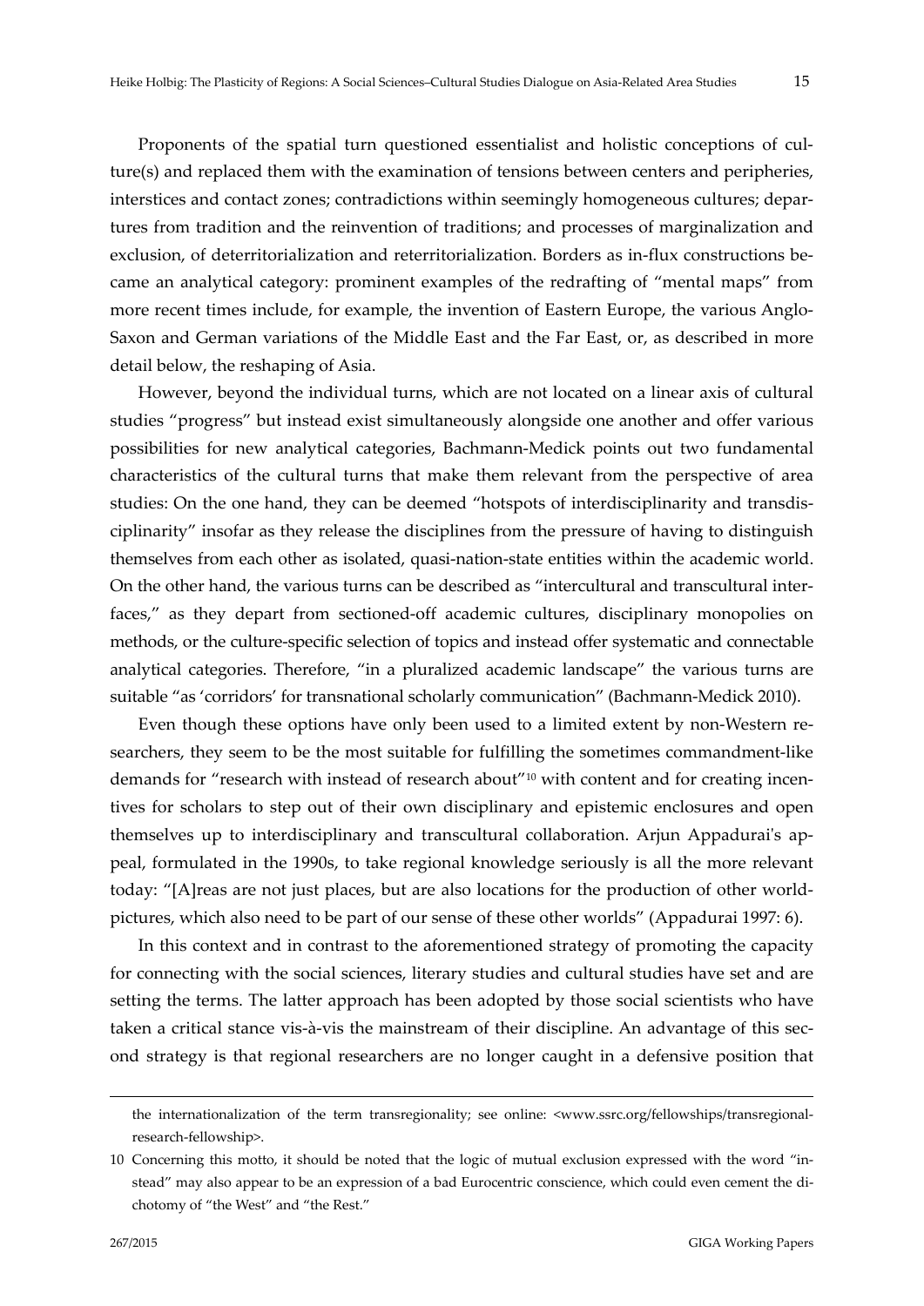Proponents of the spatial turn questioned essentialist and holistic conceptions of culture(s) and replaced them with the examination of tensions between centers and peripheries, interstices and contact zones; contradictions within seemingly homogeneous cultures; departures from tradition and the reinvention of traditions; and processes of marginalization and exclusion, of deterritorialization and reterritorialization. Borders as in-flux constructions became an analytical category: prominent examples of the redrafting of "mental maps" from more recent times include, for example, the invention of Eastern Europe, the various Anglo-Saxon and German variations of the Middle East and the Far East, or, as described in more detail below, the reshaping of Asia.

However, beyond the individual turns, which are not located on a linear axis of cultural studies "progress" but instead exist simultaneously alongside one another and offer various possibilities for new analytical categories, Bachmann-Medick points out two fundamental characteristics of the cultural turns that make them relevant from the perspective of area studies: On the one hand, they can be deemed "hotspots of interdisciplinarity and transdisciplinarity" insofar as they release the disciplines from the pressure of having to distinguish themselves from each other as isolated, quasi-nation-state entities within the academic world. On the other hand, the various turns can be described as "intercultural and transcultural interfaces," as they depart from sectioned-off academic cultures, disciplinary monopolies on methods, or the culture-specific selection of topics and instead offer systematic and connectable analytical categories. Therefore, "in a pluralized academic landscape" the various turns are suitable "as 'corridors' for transnational scholarly communication" (Bachmann-Medick 2010).

Even though these options have only been used to a limited extent by non-Western researchers, they seem to be the most suitable for fulfilling the sometimes commandment-like demands for "research with instead of research about"[10] with content and for creating incentives for scholars to step out of their own disciplinary and epistemic enclosures and open themselves up to interdisciplinary and transcultural collaboration. Arjun Appadurai's appeal, formulated in the 1990s, to take regional knowledge seriously is all the more relevant today: "[A]reas are not just places, but are also locations for the production of other world-pictures, which also need to be part of our sense of these other worlds" (Appadurai 1997: 6).

In this context and in contrast to the aforementioned strategy of promoting the capacity for connecting with the social sciences, literary studies and cultural studies have set and are setting the terms. The latter approach has been adopted by those social scientists who have taken a critical stance vis-à-vis the mainstream of their discipline. An advantage of this second strategy is that regional researchers are no longer caught in a defensive position that

---

the internationalization of the term transregionality; see online: <www.ssrc.org/fellowships/transregional-research-fellowship>.

10 Concerning this motto, it should be noted that the logic of mutual exclusion expressed with the word "instead" may also appear to be an expression of a bad Eurocentric conscience, which could even cement the dichotomy of "the West" and "the Rest."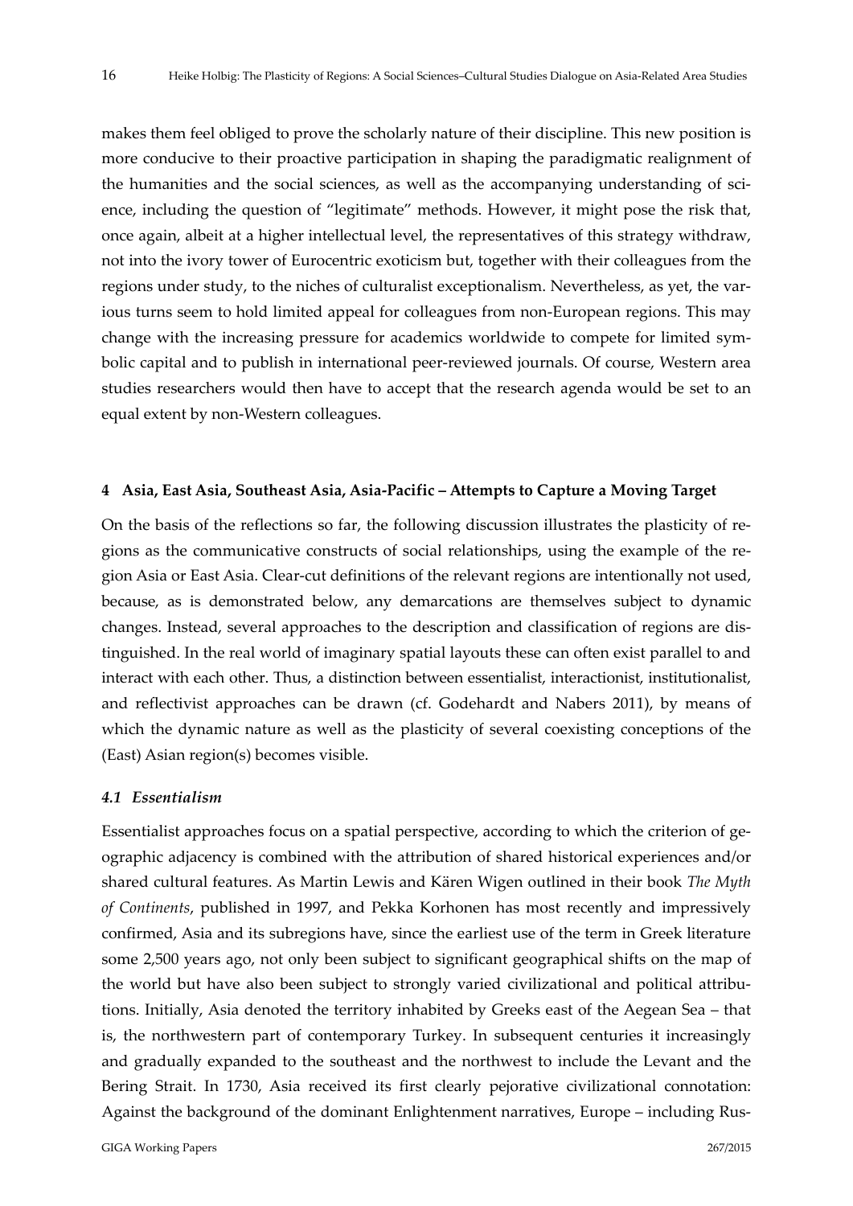makes them feel obliged to prove the scholarly nature of their discipline. This new position is more conducive to their proactive participation in shaping the paradigmatic realignment of the humanities and the social sciences, as well as the accompanying understanding of science, including the question of "legitimate" methods. However, it might pose the risk that, once again, albeit at a higher intellectual level, the representatives of this strategy withdraw, not into the ivory tower of Eurocentric exoticism but, together with their colleagues from the regions under study, to the niches of culturalist exceptionalism. Nevertheless, as yet, the various turns seem to hold limited appeal for colleagues from non-European regions. This may change with the increasing pressure for academics worldwide to compete for limited symbolic capital and to publish in international peer-reviewed journals. Of course, Western area studies researchers would then have to accept that the research agenda would be set to an equal extent by non-Western colleagues.

## 4 Asia, East Asia, Southeast Asia, Asia-Pacific – Attempts to Capture a Moving Target

On the basis of the reflections so far, the following discussion illustrates the plasticity of regions as the communicative constructs of social relationships, using the example of the region Asia or East Asia. Clear-cut definitions of the relevant regions are intentionally not used, because, as is demonstrated below, any demarcations are themselves subject to dynamic changes. Instead, several approaches to the description and classification of regions are distinguished. In the real world of imaginary spatial layouts these can often exist parallel to and interact with each other. Thus, a distinction between essentialist, interactionist, institutionalist, and reflectivist approaches can be drawn (cf. Godehardt and Nabers 2011), by means of which the dynamic nature as well as the plasticity of several coexisting conceptions of the (East) Asian region(s) becomes visible.

### *4.1 Essentialism*

Essentialist approaches focus on a spatial perspective, according to which the criterion of geographic adjacency is combined with the attribution of shared historical experiences and/or shared cultural features. As Martin Lewis and Kären Wigen outlined in their book *The Myth of Continents*, published in 1997, and Pekka Korhonen has most recently and impressively confirmed, Asia and its subregions have, since the earliest use of the term in Greek literature some 2,500 years ago, not only been subject to significant geographical shifts on the map of the world but have also been subject to strongly varied civilizational and political attributions. Initially, Asia denoted the territory inhabited by Greeks east of the Aegean Sea – that is, the northwestern part of contemporary Turkey. In subsequent centuries it increasingly and gradually expanded to the southeast and the northwest to include the Levant and the Bering Strait. In 1730, Asia received its first clearly pejorative civilizational connotation: Against the background of the dominant Enlightenment narratives, Europe – including Rus-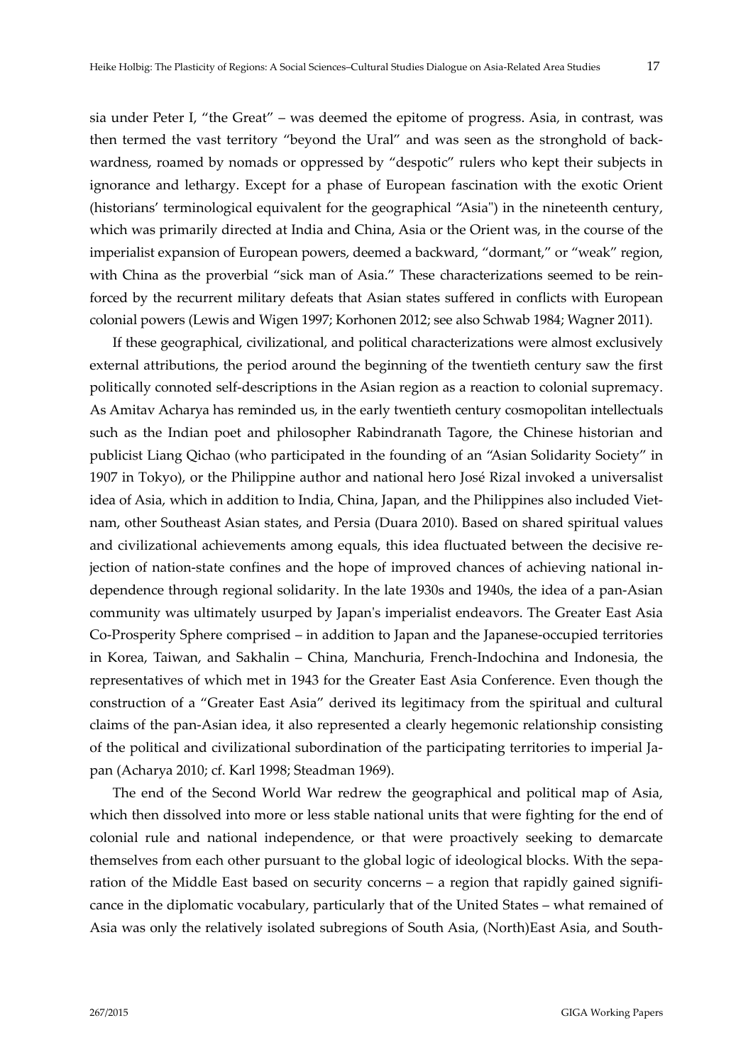sia under Peter I, "the Great" – was deemed the epitome of progress. Asia, in contrast, was then termed the vast territory "beyond the Ural" and was seen as the stronghold of backwardness, roamed by nomads or oppressed by "despotic" rulers who kept their subjects in ignorance and lethargy. Except for a phase of European fascination with the exotic Orient (historians' terminological equivalent for the geographical "Asia") in the nineteenth century, which was primarily directed at India and China, Asia or the Orient was, in the course of the imperialist expansion of European powers, deemed a backward, "dormant," or "weak" region, with China as the proverbial "sick man of Asia." These characterizations seemed to be reinforced by the recurrent military defeats that Asian states suffered in conflicts with European colonial powers (Lewis and Wigen 1997; Korhonen 2012; see also Schwab 1984; Wagner 2011).

If these geographical, civilizational, and political characterizations were almost exclusively external attributions, the period around the beginning of the twentieth century saw the first politically connoted self-descriptions in the Asian region as a reaction to colonial supremacy. As Amitav Acharya has reminded us, in the early twentieth century cosmopolitan intellectuals such as the Indian poet and philosopher Rabindranath Tagore, the Chinese historian and publicist Liang Qichao (who participated in the founding of an "Asian Solidarity Society" in 1907 in Tokyo), or the Philippine author and national hero José Rizal invoked a universalist idea of Asia, which in addition to India, China, Japan, and the Philippines also included Vietnam, other Southeast Asian states, and Persia (Duara 2010). Based on shared spiritual values and civilizational achievements among equals, this idea fluctuated between the decisive rejection of nation-state confines and the hope of improved chances of achieving national independence through regional solidarity. In the late 1930s and 1940s, the idea of a pan-Asian community was ultimately usurped by Japan's imperialist endeavors. The Greater East Asia Co-Prosperity Sphere comprised – in addition to Japan and the Japanese-occupied territories in Korea, Taiwan, and Sakhalin – China, Manchuria, French-Indochina and Indonesia, the representatives of which met in 1943 for the Greater East Asia Conference. Even though the construction of a "Greater East Asia" derived its legitimacy from the spiritual and cultural claims of the pan-Asian idea, it also represented a clearly hegemonic relationship consisting of the political and civilizational subordination of the participating territories to imperial Japan (Acharya 2010; cf. Karl 1998; Steadman 1969).

The end of the Second World War redrew the geographical and political map of Asia, which then dissolved into more or less stable national units that were fighting for the end of colonial rule and national independence, or that were proactively seeking to demarcate themselves from each other pursuant to the global logic of ideological blocks. With the separation of the Middle East based on security concerns – a region that rapidly gained significance in the diplomatic vocabulary, particularly that of the United States – what remained of Asia was only the relatively isolated subregions of South Asia, (North)East Asia, and South-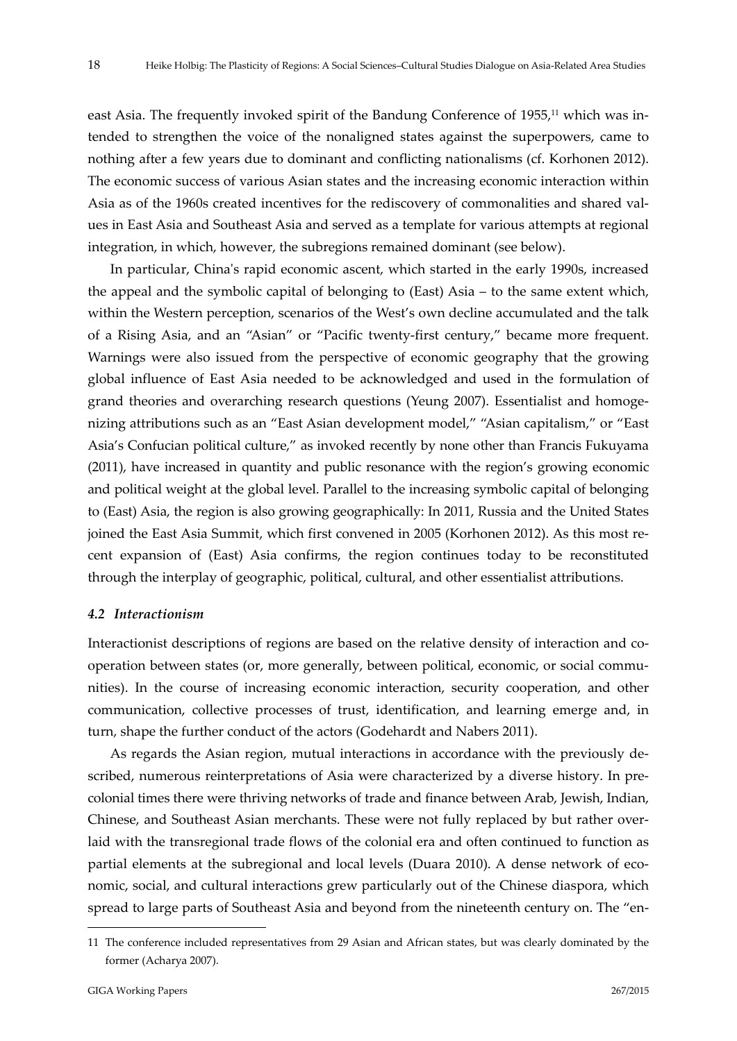east Asia. The frequently invoked spirit of the Bandung Conference of 1955,[11] which was intended to strengthen the voice of the nonaligned states against the superpowers, came to nothing after a few years due to dominant and conflicting nationalisms (cf. Korhonen 2012). The economic success of various Asian states and the increasing economic interaction within Asia as of the 1960s created incentives for the rediscovery of commonalities and shared values in East Asia and Southeast Asia and served as a template for various attempts at regional integration, in which, however, the subregions remained dominant (see below).

In particular, China's rapid economic ascent, which started in the early 1990s, increased the appeal and the symbolic capital of belonging to (East) Asia – to the same extent which, within the Western perception, scenarios of the West's own decline accumulated and the talk of a Rising Asia, and an "Asian" or "Pacific twenty-first century," became more frequent. Warnings were also issued from the perspective of economic geography that the growing global influence of East Asia needed to be acknowledged and used in the formulation of grand theories and overarching research questions (Yeung 2007). Essentialist and homogenizing attributions such as an "East Asian development model," "Asian capitalism," or "East Asia's Confucian political culture," as invoked recently by none other than Francis Fukuyama (2011), have increased in quantity and public resonance with the region's growing economic and political weight at the global level. Parallel to the increasing symbolic capital of belonging to (East) Asia, the region is also growing geographically: In 2011, Russia and the United States joined the East Asia Summit, which first convened in 2005 (Korhonen 2012). As this most recent expansion of (East) Asia confirms, the region continues today to be reconstituted through the interplay of geographic, political, cultural, and other essentialist attributions.

#### *4.2 Interactionism*

Interactionist descriptions of regions are based on the relative density of interaction and cooperation between states (or, more generally, between political, economic, or social communities). In the course of increasing economic interaction, security cooperation, and other communication, collective processes of trust, identification, and learning emerge and, in turn, shape the further conduct of the actors (Godehardt and Nabers 2011).

As regards the Asian region, mutual interactions in accordance with the previously described, numerous reinterpretations of Asia were characterized by a diverse history. In precolonial times there were thriving networks of trade and finance between Arab, Jewish, Indian, Chinese, and Southeast Asian merchants. These were not fully replaced by but rather overlaid with the transregional trade flows of the colonial era and often continued to function as partial elements at the subregional and local levels (Duara 2010). A dense network of economic, social, and cultural interactions grew particularly out of the Chinese diaspora, which spread to large parts of Southeast Asia and beyond from the nineteenth century on. The "en-

11 The conference included representatives from 29 Asian and African states, but was clearly dominated by the former (Acharya 2007).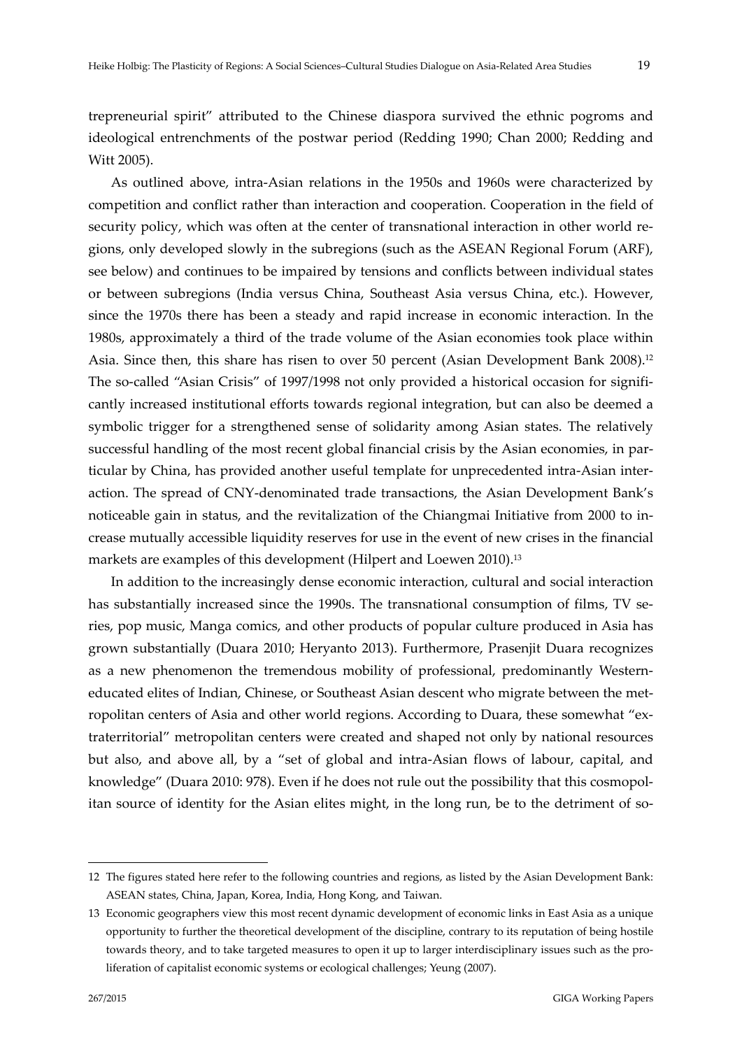trepreneurial spirit" attributed to the Chinese diaspora survived the ethnic pogroms and ideological entrenchments of the postwar period (Redding 1990; Chan 2000; Redding and Witt 2005).

As outlined above, intra-Asian relations in the 1950s and 1960s were characterized by competition and conflict rather than interaction and cooperation. Cooperation in the field of security policy, which was often at the center of transnational interaction in other world regions, only developed slowly in the subregions (such as the ASEAN Regional Forum (ARF), see below) and continues to be impaired by tensions and conflicts between individual states or between subregions (India versus China, Southeast Asia versus China, etc.). However, since the 1970s there has been a steady and rapid increase in economic interaction. In the 1980s, approximately a third of the trade volume of the Asian economies took place within Asia. Since then, this share has risen to over 50 percent (Asian Development Bank 2008).[12] The so-called "Asian Crisis" of 1997/1998 not only provided a historical occasion for significantly increased institutional efforts towards regional integration, but can also be deemed a symbolic trigger for a strengthened sense of solidarity among Asian states. The relatively successful handling of the most recent global financial crisis by the Asian economies, in particular by China, has provided another useful template for unprecedented intra-Asian interaction. The spread of CNY-denominated trade transactions, the Asian Development Bank's noticeable gain in status, and the revitalization of the Chiangmai Initiative from 2000 to increase mutually accessible liquidity reserves for use in the event of new crises in the financial markets are examples of this development (Hilpert and Loewen 2010).[13]

In addition to the increasingly dense economic interaction, cultural and social interaction has substantially increased since the 1990s. The transnational consumption of films, TV series, pop music, Manga comics, and other products of popular culture produced in Asia has grown substantially (Duara 2010; Heryanto 2013). Furthermore, Prasenjit Duara recognizes as a new phenomenon the tremendous mobility of professional, predominantly Western-educated elites of Indian, Chinese, or Southeast Asian descent who migrate between the metropolitan centers of Asia and other world regions. According to Duara, these somewhat "extraterritorial" metropolitan centers were created and shaped not only by national resources but also, and above all, by a "set of global and intra-Asian flows of labour, capital, and knowledge" (Duara 2010: 978). Even if he does not rule out the possibility that this cosmopolitan source of identity for the Asian elites might, in the long run, be to the detriment of so-

---

12 The figures stated here refer to the following countries and regions, as listed by the Asian Development Bank: ASEAN states, China, Japan, Korea, India, Hong Kong, and Taiwan.

13 Economic geographers view this most recent dynamic development of economic links in East Asia as a unique opportunity to further the theoretical development of the discipline, contrary to its reputation of being hostile towards theory, and to take targeted measures to open it up to larger interdisciplinary issues such as the proliferation of capitalist economic systems or ecological challenges; Yeung (2007).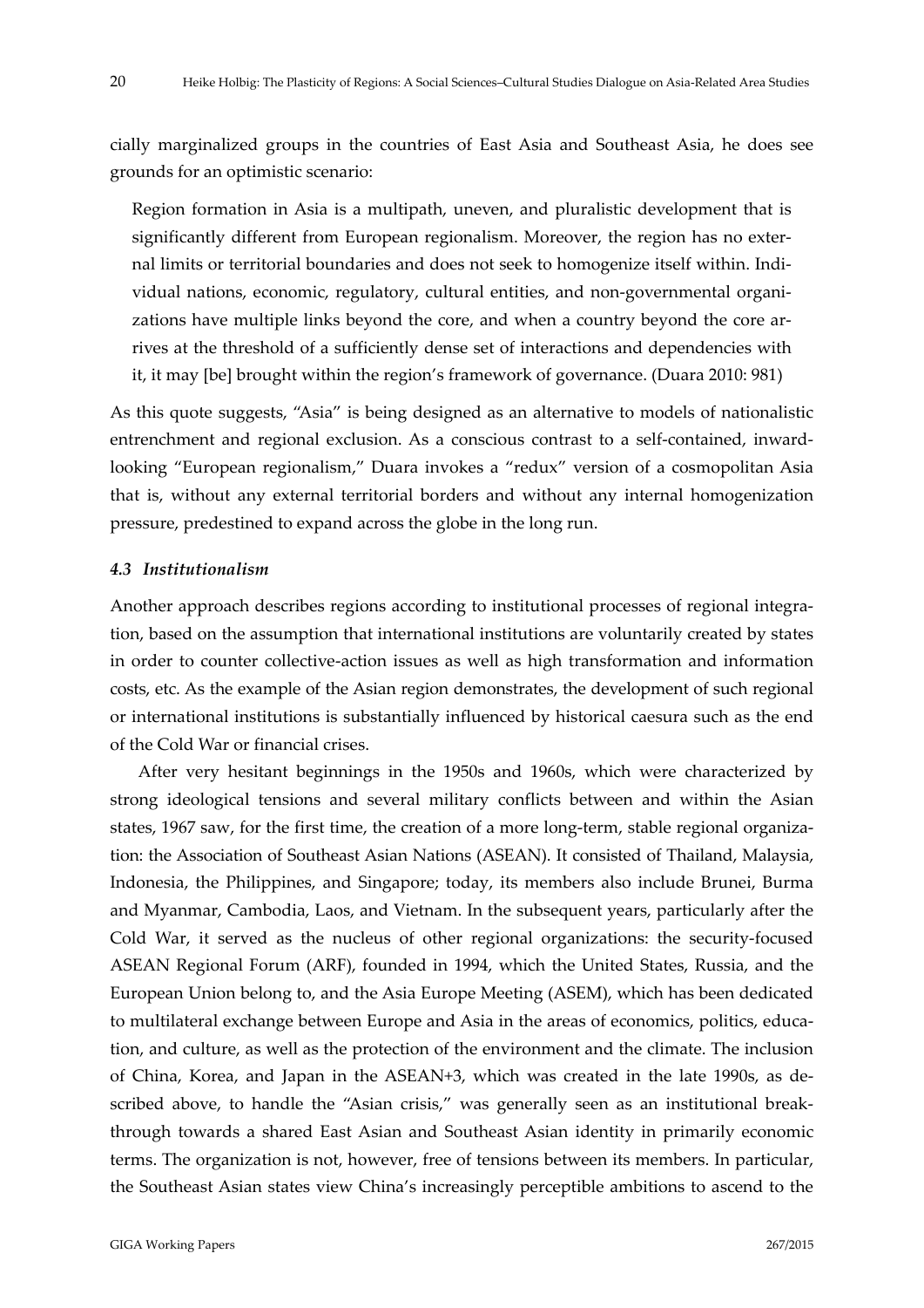cially marginalized groups in the countries of East Asia and Southeast Asia, he does see grounds for an optimistic scenario:

> Region formation in Asia is a multipath, uneven, and pluralistic development that is significantly different from European regionalism. Moreover, the region has no external limits or territorial boundaries and does not seek to homogenize itself within. Individual nations, economic, regulatory, cultural entities, and non-governmental organizations have multiple links beyond the core, and when a country beyond the core arrives at the threshold of a sufficiently dense set of interactions and dependencies with it, it may [be] brought within the region's framework of governance. (Duara 2010: 981)

As this quote suggests, "Asia" is being designed as an alternative to models of nationalistic entrenchment and regional exclusion. As a conscious contrast to a self-contained, inward-looking "European regionalism," Duara invokes a "redux" version of a cosmopolitan Asia that is, without any external territorial borders and without any internal homogenization pressure, predestined to expand across the globe in the long run.

### *4.3 Institutionalism*

Another approach describes regions according to institutional processes of regional integration, based on the assumption that international institutions are voluntarily created by states in order to counter collective-action issues as well as high transformation and information costs, etc. As the example of the Asian region demonstrates, the development of such regional or international institutions is substantially influenced by historical caesura such as the end of the Cold War or financial crises.

After very hesitant beginnings in the 1950s and 1960s, which were characterized by strong ideological tensions and several military conflicts between and within the Asian states, 1967 saw, for the first time, the creation of a more long-term, stable regional organization: the Association of Southeast Asian Nations (ASEAN). It consisted of Thailand, Malaysia, Indonesia, the Philippines, and Singapore; today, its members also include Brunei, Burma and Myanmar, Cambodia, Laos, and Vietnam. In the subsequent years, particularly after the Cold War, it served as the nucleus of other regional organizations: the security-focused ASEAN Regional Forum (ARF), founded in 1994, which the United States, Russia, and the European Union belong to, and the Asia Europe Meeting (ASEM), which has been dedicated to multilateral exchange between Europe and Asia in the areas of economics, politics, education, and culture, as well as the protection of the environment and the climate. The inclusion of China, Korea, and Japan in the ASEAN+3, which was created in the late 1990s, as described above, to handle the "Asian crisis," was generally seen as an institutional breakthrough towards a shared East Asian and Southeast Asian identity in primarily economic terms. The organization is not, however, free of tensions between its members. In particular, the Southeast Asian states view China's increasingly perceptible ambitions to ascend to the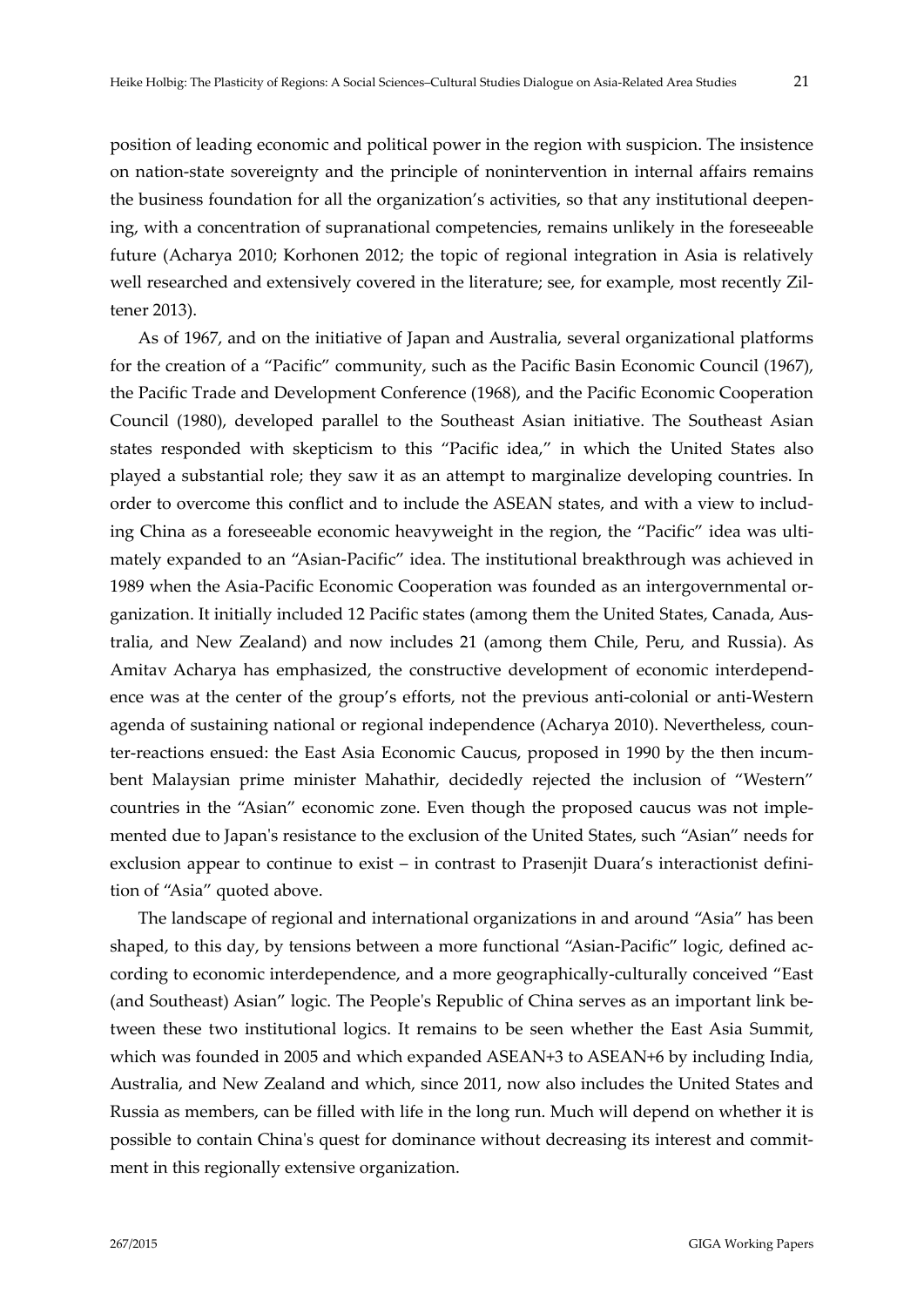position of leading economic and political power in the region with suspicion. The insistence on nation-state sovereignty and the principle of nonintervention in internal affairs remains the business foundation for all the organization's activities, so that any institutional deepening, with a concentration of supranational competencies, remains unlikely in the foreseeable future (Acharya 2010; Korhonen 2012; the topic of regional integration in Asia is relatively well researched and extensively covered in the literature; see, for example, most recently Ziltener 2013).

As of 1967, and on the initiative of Japan and Australia, several organizational platforms for the creation of a "Pacific" community, such as the Pacific Basin Economic Council (1967), the Pacific Trade and Development Conference (1968), and the Pacific Economic Cooperation Council (1980), developed parallel to the Southeast Asian initiative. The Southeast Asian states responded with skepticism to this "Pacific idea," in which the United States also played a substantial role; they saw it as an attempt to marginalize developing countries. In order to overcome this conflict and to include the ASEAN states, and with a view to including China as a foreseeable economic heavyweight in the region, the "Pacific" idea was ultimately expanded to an "Asian-Pacific" idea. The institutional breakthrough was achieved in 1989 when the Asia-Pacific Economic Cooperation was founded as an intergovernmental organization. It initially included 12 Pacific states (among them the United States, Canada, Australia, and New Zealand) and now includes 21 (among them Chile, Peru, and Russia). As Amitav Acharya has emphasized, the constructive development of economic interdependence was at the center of the group's efforts, not the previous anti-colonial or anti-Western agenda of sustaining national or regional independence (Acharya 2010). Nevertheless, counter-reactions ensued: the East Asia Economic Caucus, proposed in 1990 by the then incumbent Malaysian prime minister Mahathir, decidedly rejected the inclusion of "Western" countries in the "Asian" economic zone. Even though the proposed caucus was not implemented due to Japan's resistance to the exclusion of the United States, such "Asian" needs for exclusion appear to continue to exist – in contrast to Prasenjit Duara's interactionist definition of "Asia" quoted above.

The landscape of regional and international organizations in and around "Asia" has been shaped, to this day, by tensions between a more functional "Asian-Pacific" logic, defined according to economic interdependence, and a more geographically-culturally conceived "East (and Southeast) Asian" logic. The People's Republic of China serves as an important link between these two institutional logics. It remains to be seen whether the East Asia Summit, which was founded in 2005 and which expanded ASEAN+3 to ASEAN+6 by including India, Australia, and New Zealand and which, since 2011, now also includes the United States and Russia as members, can be filled with life in the long run. Much will depend on whether it is possible to contain China's quest for dominance without decreasing its interest and commitment in this regionally extensive organization.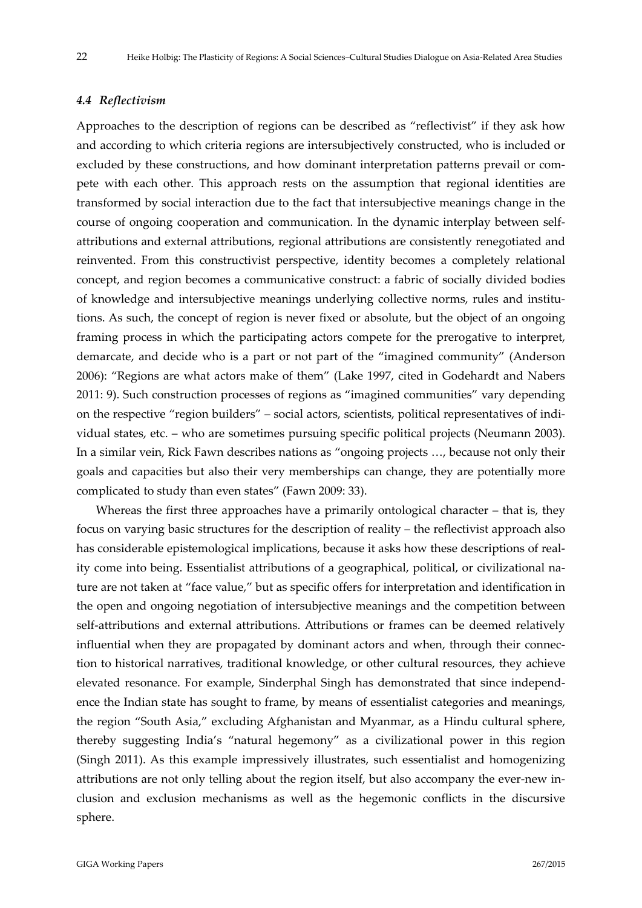### *4.4 Reflectivism*

Approaches to the description of regions can be described as "reflectivist" if they ask how and according to which criteria regions are intersubjectively constructed, who is included or excluded by these constructions, and how dominant interpretation patterns prevail or compete with each other. This approach rests on the assumption that regional identities are transformed by social interaction due to the fact that intersubjective meanings change in the course of ongoing cooperation and communication. In the dynamic interplay between self-attributions and external attributions, regional attributions are consistently renegotiated and reinvented. From this constructivist perspective, identity becomes a completely relational concept, and region becomes a communicative construct: a fabric of socially divided bodies of knowledge and intersubjective meanings underlying collective norms, rules and institutions. As such, the concept of region is never fixed or absolute, but the object of an ongoing framing process in which the participating actors compete for the prerogative to interpret, demarcate, and decide who is a part or not part of the "imagined community" (Anderson 2006): "Regions are what actors make of them" (Lake 1997, cited in Godehardt and Nabers 2011: 9). Such construction processes of regions as "imagined communities" vary depending on the respective "region builders" – social actors, scientists, political representatives of individual states, etc. – who are sometimes pursuing specific political projects (Neumann 2003). In a similar vein, Rick Fawn describes nations as "ongoing projects …, because not only their goals and capacities but also their very memberships can change, they are potentially more complicated to study than even states" (Fawn 2009: 33).

Whereas the first three approaches have a primarily ontological character – that is, they focus on varying basic structures for the description of reality – the reflectivist approach also has considerable epistemological implications, because it asks how these descriptions of reality come into being. Essentialist attributions of a geographical, political, or civilizational nature are not taken at "face value," but as specific offers for interpretation and identification in the open and ongoing negotiation of intersubjective meanings and the competition between self-attributions and external attributions. Attributions or frames can be deemed relatively influential when they are propagated by dominant actors and when, through their connection to historical narratives, traditional knowledge, or other cultural resources, they achieve elevated resonance. For example, Sinderphal Singh has demonstrated that since independence the Indian state has sought to frame, by means of essentialist categories and meanings, the region "South Asia," excluding Afghanistan and Myanmar, as a Hindu cultural sphere, thereby suggesting India's "natural hegemony" as a civilizational power in this region (Singh 2011). As this example impressively illustrates, such essentialist and homogenizing attributions are not only telling about the region itself, but also accompany the ever-new inclusion and exclusion mechanisms as well as the hegemonic conflicts in the discursive sphere.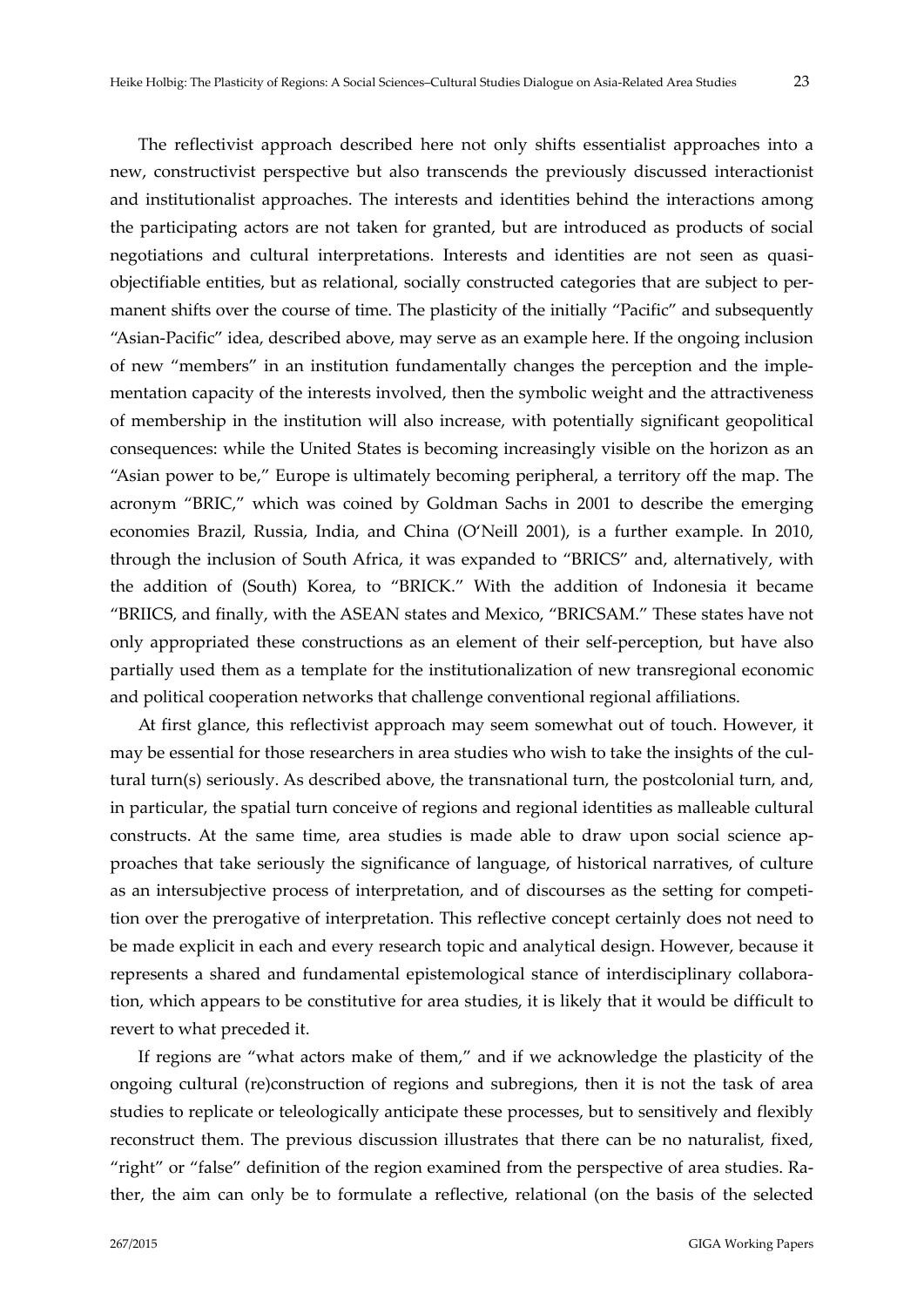The reflectivist approach described here not only shifts essentialist approaches into a new, constructivist perspective but also transcends the previously discussed interactionist and institutionalist approaches. The interests and identities behind the interactions among the participating actors are not taken for granted, but are introduced as products of social negotiations and cultural interpretations. Interests and identities are not seen as quasi-objectifiable entities, but as relational, socially constructed categories that are subject to permanent shifts over the course of time. The plasticity of the initially "Pacific" and subsequently "Asian-Pacific" idea, described above, may serve as an example here. If the ongoing inclusion of new "members" in an institution fundamentally changes the perception and the implementation capacity of the interests involved, then the symbolic weight and the attractiveness of membership in the institution will also increase, with potentially significant geopolitical consequences: while the United States is becoming increasingly visible on the horizon as an "Asian power to be," Europe is ultimately becoming peripheral, a territory off the map. The acronym "BRIC," which was coined by Goldman Sachs in 2001 to describe the emerging economies Brazil, Russia, India, and China (O'Neill 2001), is a further example. In 2010, through the inclusion of South Africa, it was expanded to "BRICS" and, alternatively, with the addition of (South) Korea, to "BRICK." With the addition of Indonesia it became "BRIICS, and finally, with the ASEAN states and Mexico, "BRICSAM." These states have not only appropriated these constructions as an element of their self-perception, but have also partially used them as a template for the institutionalization of new transregional economic and political cooperation networks that challenge conventional regional affiliations.

At first glance, this reflectivist approach may seem somewhat out of touch. However, it may be essential for those researchers in area studies who wish to take the insights of the cultural turn(s) seriously. As described above, the transnational turn, the postcolonial turn, and, in particular, the spatial turn conceive of regions and regional identities as malleable cultural constructs. At the same time, area studies is made able to draw upon social science approaches that take seriously the significance of language, of historical narratives, of culture as an intersubjective process of interpretation, and of discourses as the setting for competition over the prerogative of interpretation. This reflective concept certainly does not need to be made explicit in each and every research topic and analytical design. However, because it represents a shared and fundamental epistemological stance of interdisciplinary collaboration, which appears to be constitutive for area studies, it is likely that it would be difficult to revert to what preceded it.

If regions are "what actors make of them," and if we acknowledge the plasticity of the ongoing cultural (re)construction of regions and subregions, then it is not the task of area studies to replicate or teleologically anticipate these processes, but to sensitively and flexibly reconstruct them. The previous discussion illustrates that there can be no naturalist, fixed, "right" or "false" definition of the region examined from the perspective of area studies. Rather, the aim can only be to formulate a reflective, relational (on the basis of the selected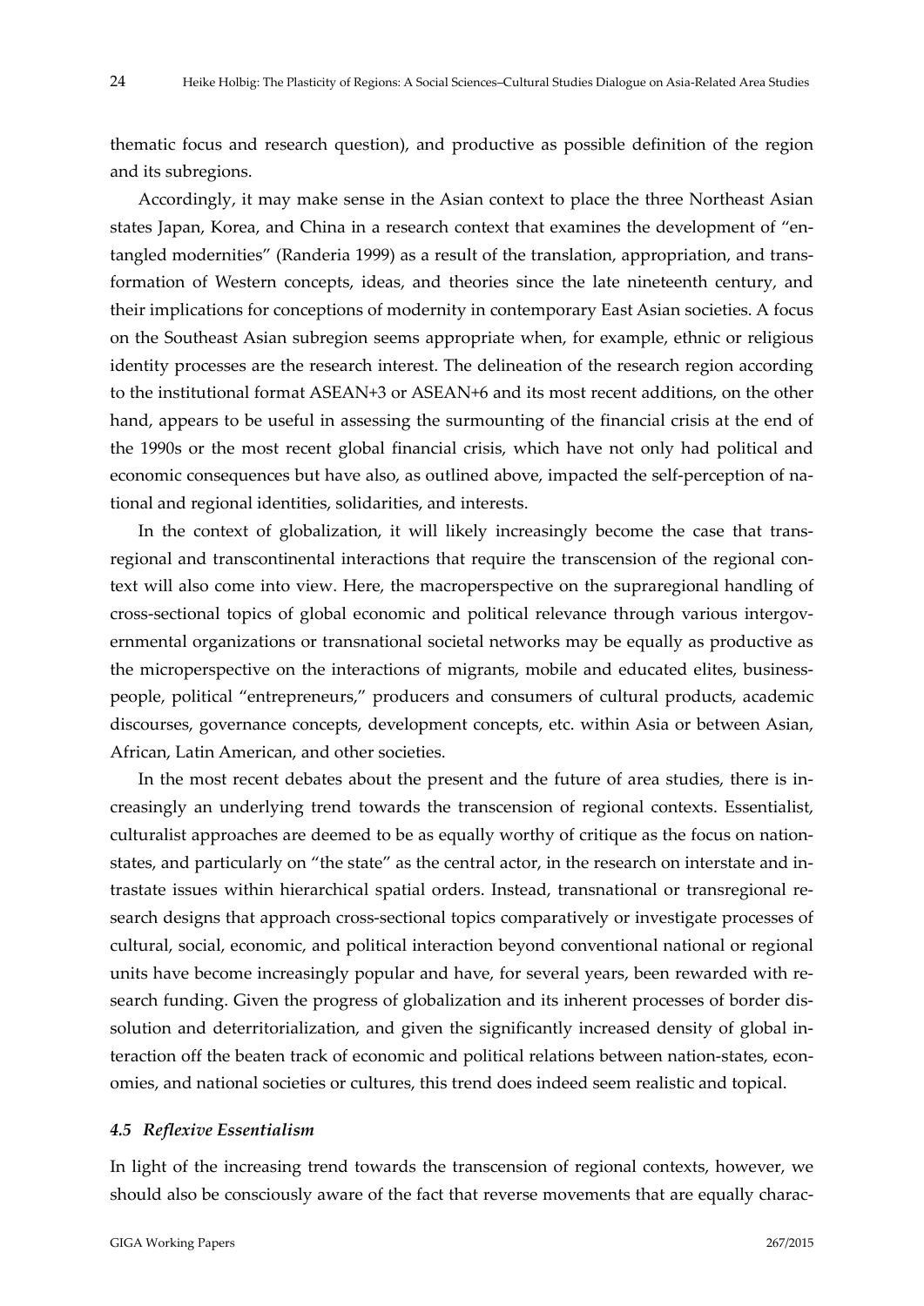thematic focus and research question), and productive as possible definition of the region and its subregions.

Accordingly, it may make sense in the Asian context to place the three Northeast Asian states Japan, Korea, and China in a research context that examines the development of "entangled modernities" (Randeria 1999) as a result of the translation, appropriation, and transformation of Western concepts, ideas, and theories since the late nineteenth century, and their implications for conceptions of modernity in contemporary East Asian societies. A focus on the Southeast Asian subregion seems appropriate when, for example, ethnic or religious identity processes are the research interest. The delineation of the research region according to the institutional format ASEAN+3 or ASEAN+6 and its most recent additions, on the other hand, appears to be useful in assessing the surmounting of the financial crisis at the end of the 1990s or the most recent global financial crisis, which have not only had political and economic consequences but have also, as outlined above, impacted the self-perception of national and regional identities, solidarities, and interests.

In the context of globalization, it will likely increasingly become the case that transregional and transcontinental interactions that require the transcension of the regional context will also come into view. Here, the macroperspective on the supraregional handling of cross-sectional topics of global economic and political relevance through various intergovernmental organizations or transnational societal networks may be equally as productive as the microperspective on the interactions of migrants, mobile and educated elites, businesspeople, political "entrepreneurs," producers and consumers of cultural products, academic discourses, governance concepts, development concepts, etc. within Asia or between Asian, African, Latin American, and other societies.

In the most recent debates about the present and the future of area studies, there is increasingly an underlying trend towards the transcension of regional contexts. Essentialist, culturalist approaches are deemed to be as equally worthy of critique as the focus on nation-states, and particularly on "the state" as the central actor, in the research on interstate and intrastate issues within hierarchical spatial orders. Instead, transnational or transregional research designs that approach cross-sectional topics comparatively or investigate processes of cultural, social, economic, and political interaction beyond conventional national or regional units have become increasingly popular and have, for several years, been rewarded with research funding. Given the progress of globalization and its inherent processes of border dissolution and deterritorialization, and given the significantly increased density of global interaction off the beaten track of economic and political relations between nation-states, economies, and national societies or cultures, this trend does indeed seem realistic and topical.

### *4.5 Reflexive Essentialism*

In light of the increasing trend towards the transcension of regional contexts, however, we should also be consciously aware of the fact that reverse movements that are equally charac-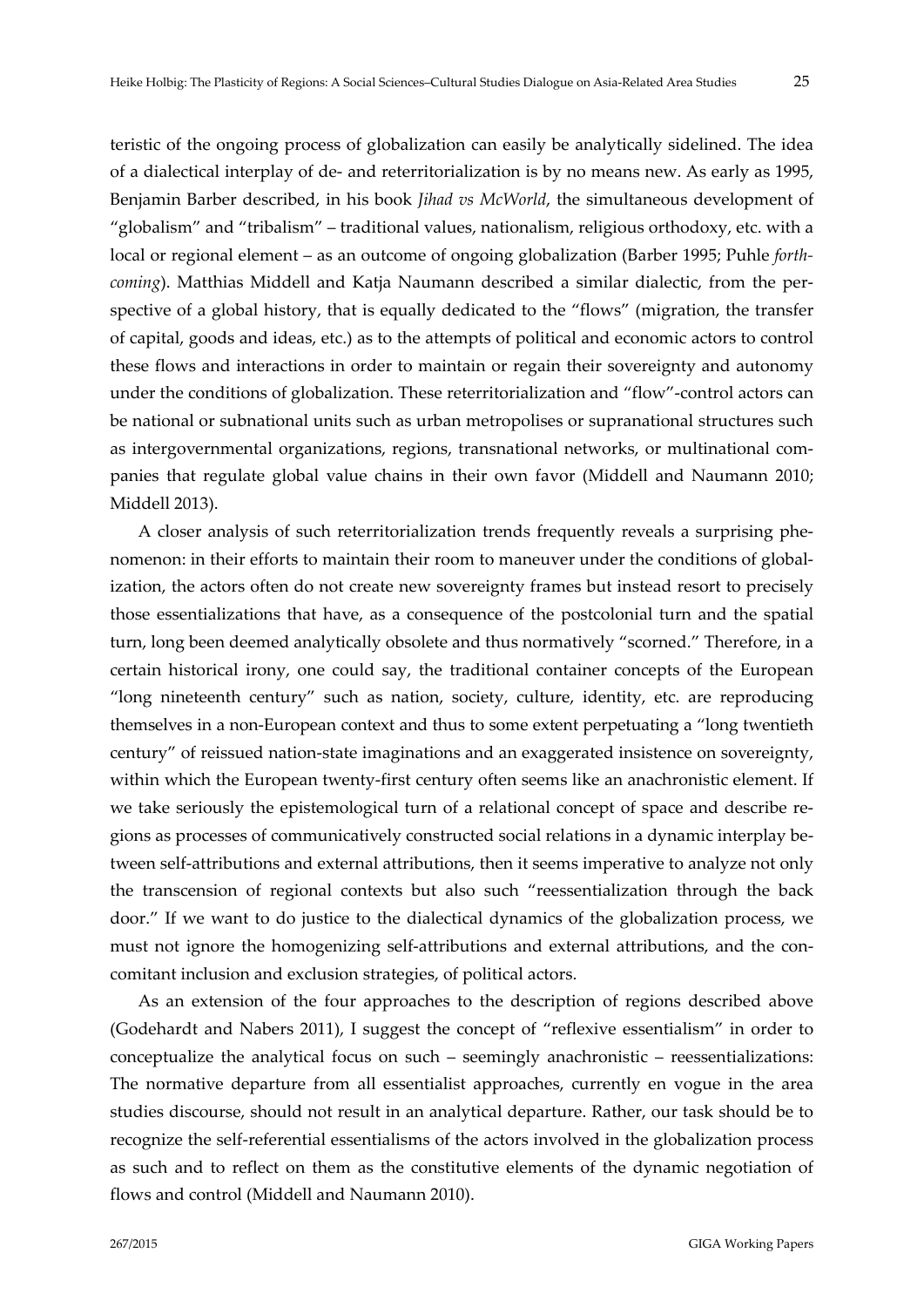teristic of the ongoing process of globalization can easily be analytically sidelined. The idea of a dialectical interplay of de- and reterritorialization is by no means new. As early as 1995, Benjamin Barber described, in his book *Jihad vs McWorld*, the simultaneous development of "globalism" and "tribalism" – traditional values, nationalism, religious orthodoxy, etc. with a local or regional element – as an outcome of ongoing globalization (Barber 1995; Puhle *forthcoming*). Matthias Middell and Katja Naumann described a similar dialectic, from the perspective of a global history, that is equally dedicated to the "flows" (migration, the transfer of capital, goods and ideas, etc.) as to the attempts of political and economic actors to control these flows and interactions in order to maintain or regain their sovereignty and autonomy under the conditions of globalization. These reterritorialization and "flow"-control actors can be national or subnational units such as urban metropolises or supranational structures such as intergovernmental organizations, regions, transnational networks, or multinational companies that regulate global value chains in their own favor (Middell and Naumann 2010; Middell 2013).

A closer analysis of such reterritorialization trends frequently reveals a surprising phenomenon: in their efforts to maintain their room to maneuver under the conditions of globalization, the actors often do not create new sovereignty frames but instead resort to precisely those essentializations that have, as a consequence of the postcolonial turn and the spatial turn, long been deemed analytically obsolete and thus normatively "scorned." Therefore, in a certain historical irony, one could say, the traditional container concepts of the European "long nineteenth century" such as nation, society, culture, identity, etc. are reproducing themselves in a non-European context and thus to some extent perpetuating a "long twentieth century" of reissued nation-state imaginations and an exaggerated insistence on sovereignty, within which the European twenty-first century often seems like an anachronistic element. If we take seriously the epistemological turn of a relational concept of space and describe regions as processes of communicatively constructed social relations in a dynamic interplay between self-attributions and external attributions, then it seems imperative to analyze not only the transcension of regional contexts but also such "reessentialization through the back door." If we want to do justice to the dialectical dynamics of the globalization process, we must not ignore the homogenizing self-attributions and external attributions, and the concomitant inclusion and exclusion strategies, of political actors.

As an extension of the four approaches to the description of regions described above (Godehardt and Nabers 2011), I suggest the concept of "reflexive essentialism" in order to conceptualize the analytical focus on such – seemingly anachronistic – reessentializations: The normative departure from all essentialist approaches, currently en vogue in the area studies discourse, should not result in an analytical departure. Rather, our task should be to recognize the self-referential essentialisms of the actors involved in the globalization process as such and to reflect on them as the constitutive elements of the dynamic negotiation of flows and control (Middell and Naumann 2010).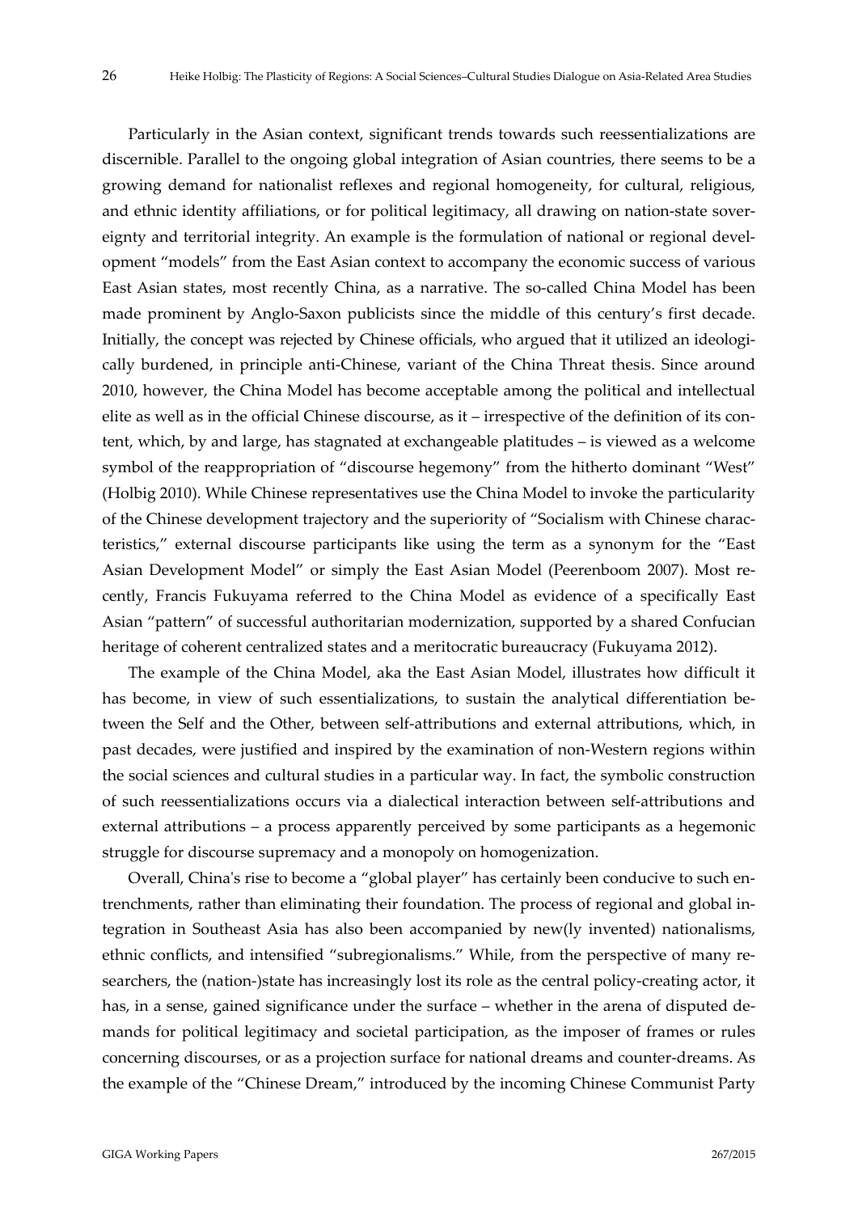Particularly in the Asian context, significant trends towards such reessentializations are discernible. Parallel to the ongoing global integration of Asian countries, there seems to be a growing demand for nationalist reflexes and regional homogeneity, for cultural, religious, and ethnic identity affiliations, or for political legitimacy, all drawing on nation-state sovereignty and territorial integrity. An example is the formulation of national or regional development "models" from the East Asian context to accompany the economic success of various East Asian states, most recently China, as a narrative. The so-called China Model has been made prominent by Anglo-Saxon publicists since the middle of this century's first decade. Initially, the concept was rejected by Chinese officials, who argued that it utilized an ideologically burdened, in principle anti-Chinese, variant of the China Threat thesis. Since around 2010, however, the China Model has become acceptable among the political and intellectual elite as well as in the official Chinese discourse, as it – irrespective of the definition of its content, which, by and large, has stagnated at exchangeable platitudes – is viewed as a welcome symbol of the reappropriation of "discourse hegemony" from the hitherto dominant "West" (Holbig 2010). While Chinese representatives use the China Model to invoke the particularity of the Chinese development trajectory and the superiority of "Socialism with Chinese characteristics," external discourse participants like using the term as a synonym for the "East Asian Development Model" or simply the East Asian Model (Peerenboom 2007). Most recently, Francis Fukuyama referred to the China Model as evidence of a specifically East Asian "pattern" of successful authoritarian modernization, supported by a shared Confucian heritage of coherent centralized states and a meritocratic bureaucracy (Fukuyama 2012).

The example of the China Model, aka the East Asian Model, illustrates how difficult it has become, in view of such essentializations, to sustain the analytical differentiation between the Self and the Other, between self-attributions and external attributions, which, in past decades, were justified and inspired by the examination of non-Western regions within the social sciences and cultural studies in a particular way. In fact, the symbolic construction of such reessentializations occurs via a dialectical interaction between self-attributions and external attributions – a process apparently perceived by some participants as a hegemonic struggle for discourse supremacy and a monopoly on homogenization.

Overall, China's rise to become a "global player" has certainly been conducive to such entrenchments, rather than eliminating their foundation. The process of regional and global integration in Southeast Asia has also been accompanied by new(ly invented) nationalisms, ethnic conflicts, and intensified "subregionalisms." While, from the perspective of many researchers, the (nation-)state has increasingly lost its role as the central policy-creating actor, it has, in a sense, gained significance under the surface – whether in the arena of disputed demands for political legitimacy and societal participation, as the imposer of frames or rules concerning discourses, or as a projection surface for national dreams and counter-dreams. As the example of the "Chinese Dream," introduced by the incoming Chinese Communist Party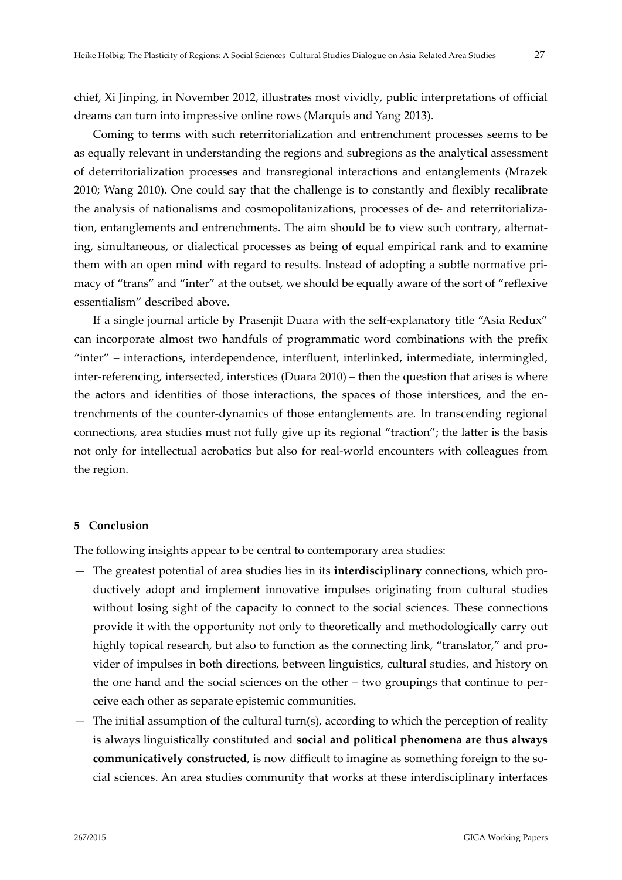chief, Xi Jinping, in November 2012, illustrates most vividly, public interpretations of official dreams can turn into impressive online rows (Marquis and Yang 2013).

Coming to terms with such reterritorialization and entrenchment processes seems to be as equally relevant in understanding the regions and subregions as the analytical assessment of deterritorialization processes and transregional interactions and entanglements (Mrazek 2010; Wang 2010). One could say that the challenge is to constantly and flexibly recalibrate the analysis of nationalisms and cosmopolitanizations, processes of de- and reterritorialization, entanglements and entrenchments. The aim should be to view such contrary, alternating, simultaneous, or dialectical processes as being of equal empirical rank and to examine them with an open mind with regard to results. Instead of adopting a subtle normative primacy of "trans" and "inter" at the outset, we should be equally aware of the sort of "reflexive essentialism" described above.

If a single journal article by Prasenjit Duara with the self-explanatory title "Asia Redux" can incorporate almost two handfuls of programmatic word combinations with the prefix "inter" – interactions, interdependence, interfluent, interlinked, intermediate, intermingled, inter-referencing, intersected, interstices (Duara 2010) – then the question that arises is where the actors and identities of those interactions, the spaces of those interstices, and the entrenchments of the counter-dynamics of those entanglements are. In transcending regional connections, area studies must not fully give up its regional "traction"; the latter is the basis not only for intellectual acrobatics but also for real-world encounters with colleagues from the region.

## 5 Conclusion

The following insights appear to be central to contemporary area studies:

- The greatest potential of area studies lies in its **interdisciplinary** connections, which productively adopt and implement innovative impulses originating from cultural studies without losing sight of the capacity to connect to the social sciences. These connections provide it with the opportunity not only to theoretically and methodologically carry out highly topical research, but also to function as the connecting link, "translator," and provider of impulses in both directions, between linguistics, cultural studies, and history on the one hand and the social sciences on the other – two groupings that continue to perceive each other as separate epistemic communities.
- The initial assumption of the cultural turn(s), according to which the perception of reality is always linguistically constituted and **social and political phenomena are thus always communicatively constructed**, is now difficult to imagine as something foreign to the social sciences. An area studies community that works at these interdisciplinary interfaces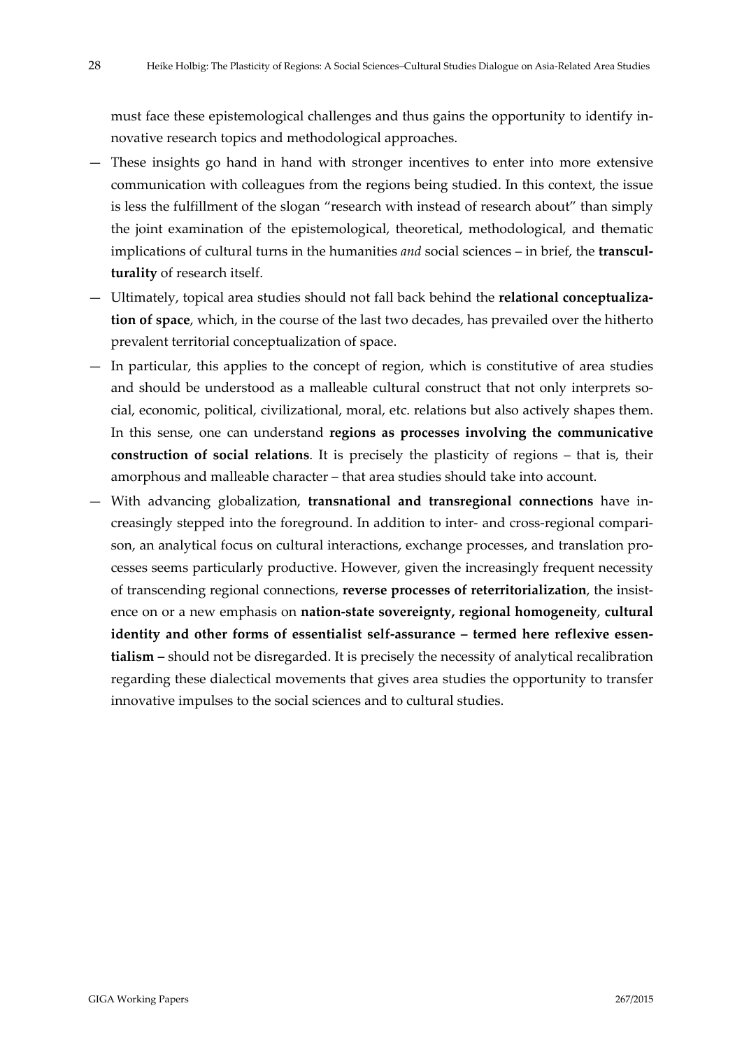must face these epistemological challenges and thus gains the opportunity to identify innovative research topics and methodological approaches.

— These insights go hand in hand with stronger incentives to enter into more extensive communication with colleagues from the regions being studied. In this context, the issue is less the fulfillment of the slogan "research with instead of research about" than simply the joint examination of the epistemological, theoretical, methodological, and thematic implications of cultural turns in the humanities *and* social sciences – in brief, the **transculturality** of research itself.

— Ultimately, topical area studies should not fall back behind the **relational conceptualization of space**, which, in the course of the last two decades, has prevailed over the hitherto prevalent territorial conceptualization of space.

— In particular, this applies to the concept of region, which is constitutive of area studies and should be understood as a malleable cultural construct that not only interprets social, economic, political, civilizational, moral, etc. relations but also actively shapes them. In this sense, one can understand **regions as processes involving the communicative construction of social relations**. It is precisely the plasticity of regions – that is, their amorphous and malleable character – that area studies should take into account.

— With advancing globalization, **transnational and transregional connections** have increasingly stepped into the foreground. In addition to inter- and cross-regional comparison, an analytical focus on cultural interactions, exchange processes, and translation processes seems particularly productive. However, given the increasingly frequent necessity of transcending regional connections, **reverse processes of reterritorialization**, the insistence on or a new emphasis on **nation-state sovereignty, regional homogeneity**, **cultural identity and other forms of essentialist self-assurance – termed here reflexive essentialism –** should not be disregarded. It is precisely the necessity of analytical recalibration regarding these dialectical movements that gives area studies the opportunity to transfer innovative impulses to the social sciences and to cultural studies.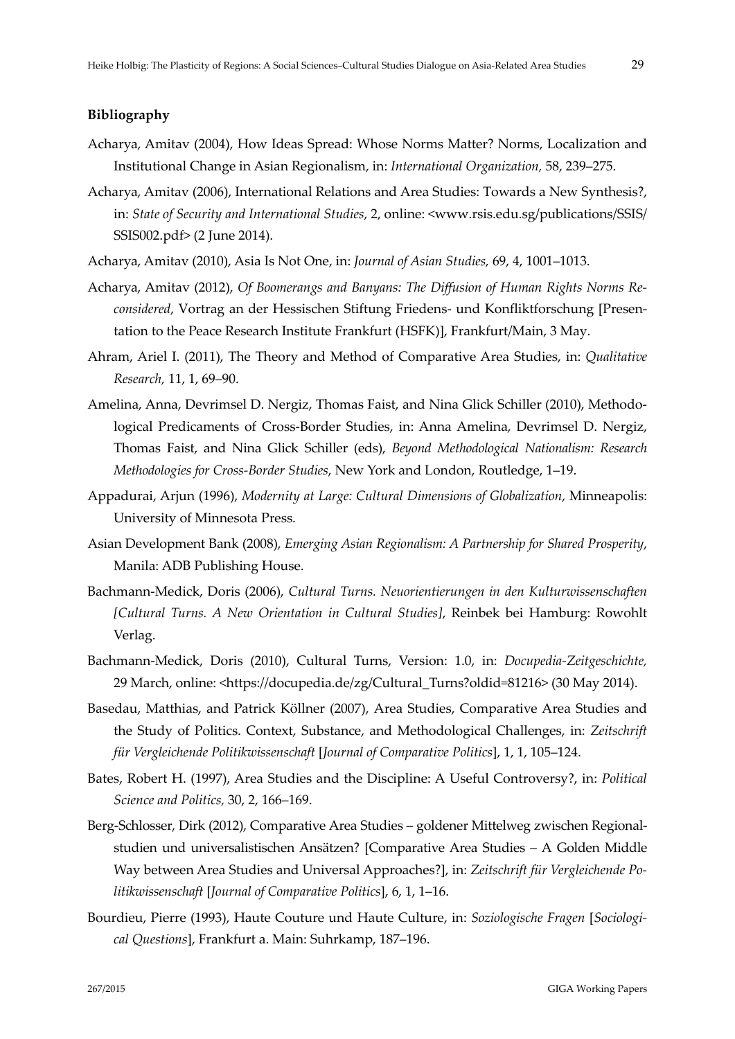**Bibliography**

Acharya, Amitav (2004), How Ideas Spread: Whose Norms Matter? Norms, Localization and Institutional Change in Asian Regionalism, in: *International Organization,* 58, 239–275.

Acharya, Amitav (2006), International Relations and Area Studies: Towards a New Synthesis?, in: *State of Security and International Studies*, 2, online: <www.rsis.edu.sg/publications/SSIS/SSIS002.pdf> (2 June 2014).

Acharya, Amitav (2010), Asia Is Not One, in: *Journal of Asian Studies,* 69, 4, 1001–1013.

Acharya, Amitav (2012), *Of Boomerangs and Banyans: The Diffusion of Human Rights Norms Reconsidered*, Vortrag an der Hessischen Stiftung Friedens- und Konfliktforschung [Presentation to the Peace Research Institute Frankfurt (HSFK)], Frankfurt/Main, 3 May.

Ahram, Ariel I. (2011), The Theory and Method of Comparative Area Studies, in: *Qualitative Research,* 11, 1, 69–90.

Amelina, Anna, Devrimsel D. Nergiz, Thomas Faist, and Nina Glick Schiller (2010), Methodological Predicaments of Cross-Border Studies, in: Anna Amelina, Devrimsel D. Nergiz, Thomas Faist, and Nina Glick Schiller (eds), *Beyond Methodological Nationalism: Research Methodologies for Cross-Border Studies*, New York and London, Routledge, 1–19.

Appadurai, Arjun (1996), *Modernity at Large: Cultural Dimensions of Globalization*, Minneapolis: University of Minnesota Press.

Asian Development Bank (2008), *Emerging Asian Regionalism: A Partnership for Shared Prosperity*, Manila: ADB Publishing House.

Bachmann-Medick, Doris (2006), *Cultural Turns. Neuorientierungen in den Kulturwissenschaften [Cultural Turns. A New Orientation in Cultural Studies]*, Reinbek bei Hamburg: Rowohlt Verlag.

Bachmann-Medick, Doris (2010), Cultural Turns, Version: 1.0, in: *Docupedia-Zeitgeschichte,* 29 March, online: <https://docupedia.de/zg/Cultural_Turns?oldid=81216> (30 May 2014).

Basedau, Matthias, and Patrick Köllner (2007), Area Studies, Comparative Area Studies and the Study of Politics. Context, Substance, and Methodological Challenges, in: *Zeitschrift für Vergleichende Politikwissenschaft* [*Journal of Comparative Politics*], 1, 1, 105–124.

Bates, Robert H. (1997), Area Studies and the Discipline: A Useful Controversy?, in: *Political Science and Politics,* 30, 2, 166–169.

Berg-Schlosser, Dirk (2012), Comparative Area Studies – goldener Mittelweg zwischen Regionalstudien und universalistischen Ansätzen? [Comparative Area Studies – A Golden Middle Way between Area Studies and Universal Approaches?], in: *Zeitschrift für Vergleichende Politikwissenschaft* [*Journal of Comparative Politics*], 6, 1, 1–16.

Bourdieu, Pierre (1993), Haute Couture und Haute Culture, in: *Soziologische Fragen* [*Sociological Questions*], Frankfurt a. Main: Suhrkamp, 187–196.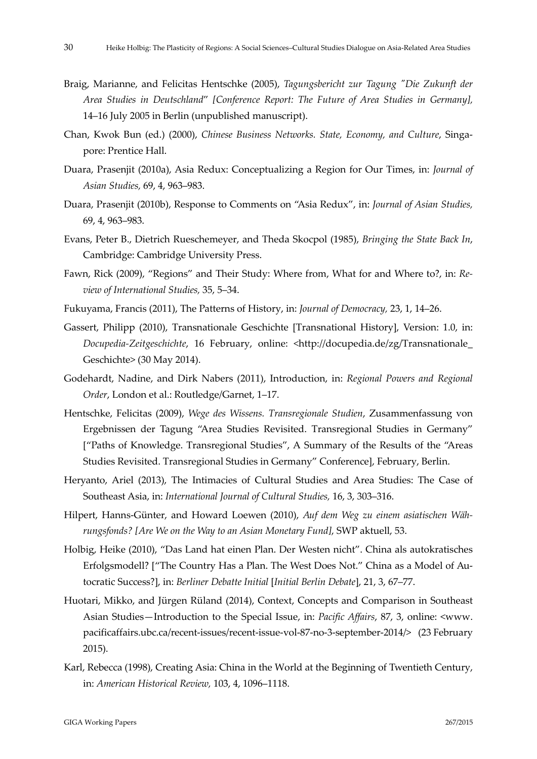Braig, Marianne, and Felicitas Hentschke (2005), *Tagungsbericht zur Tagung "Die Zukunft der Area Studies in Deutschland" [Conference Report: The Future of Area Studies in Germany],* 14–16 July 2005 in Berlin (unpublished manuscript).

Chan, Kwok Bun (ed.) (2000), *Chinese Business Networks. State, Economy, and Culture*, Singapore: Prentice Hall.

Duara, Prasenjit (2010a), Asia Redux: Conceptualizing a Region for Our Times, in: *Journal of Asian Studies,* 69, 4, 963–983.

Duara, Prasenjit (2010b), Response to Comments on "Asia Redux", in: *Journal of Asian Studies,* 69, 4, 963–983.

Evans, Peter B., Dietrich Rueschemeyer, and Theda Skocpol (1985), *Bringing the State Back In*, Cambridge: Cambridge University Press.

Fawn, Rick (2009), "Regions" and Their Study: Where from, What for and Where to?, in: *Review of International Studies,* 35, 5–34.

Fukuyama, Francis (2011), The Patterns of History, in: *Journal of Democracy,* 23, 1, 14–26.

Gassert, Philipp (2010), Transnationale Geschichte [Transnational History], Version: 1.0, in: *Docupedia-Zeitgeschichte*, 16 February, online: <http://docupedia.de/zg/Transnationale_Geschichte> (30 May 2014).

Godehardt, Nadine, and Dirk Nabers (2011), Introduction, in: *Regional Powers and Regional Order*, London et al.: Routledge/Garnet, 1–17.

Hentschke, Felicitas (2009), *Wege des Wissens. Transregionale Studien*, Zusammenfassung von Ergebnissen der Tagung "Area Studies Revisited. Transregional Studies in Germany" ["Paths of Knowledge. Transregional Studies", A Summary of the Results of the "Areas Studies Revisited. Transregional Studies in Germany" Conference], February, Berlin.

Heryanto, Ariel (2013), The Intimacies of Cultural Studies and Area Studies: The Case of Southeast Asia, in: *International Journal of Cultural Studies,* 16, 3, 303–316.

Hilpert, Hanns-Günter, and Howard Loewen (2010), *Auf dem Weg zu einem asiatischen Währungsfonds? [Are We on the Way to an Asian Monetary Fund]*, SWP aktuell, 53.

Holbig, Heike (2010), "Das Land hat einen Plan. Der Westen nicht". China als autokratisches Erfolgsmodell? ["The Country Has a Plan. The West Does Not." China as a Model of Autocratic Success?], in: *Berliner Debatte Initial* [*Initial Berlin Debate*], 21, 3, 67–77.

Huotari, Mikko, and Jürgen Rüland (2014), Context, Concepts and Comparison in Southeast Asian Studies—Introduction to the Special Issue, in: *Pacific Affairs*, 87, 3, online: <www.pacificaffairs.ubc.ca/recent-issues/recent-issue-vol-87-no-3-september-2014/> (23 February 2015).

Karl, Rebecca (1998), Creating Asia: China in the World at the Beginning of Twentieth Century, in: *American Historical Review,* 103, 4, 1096–1118.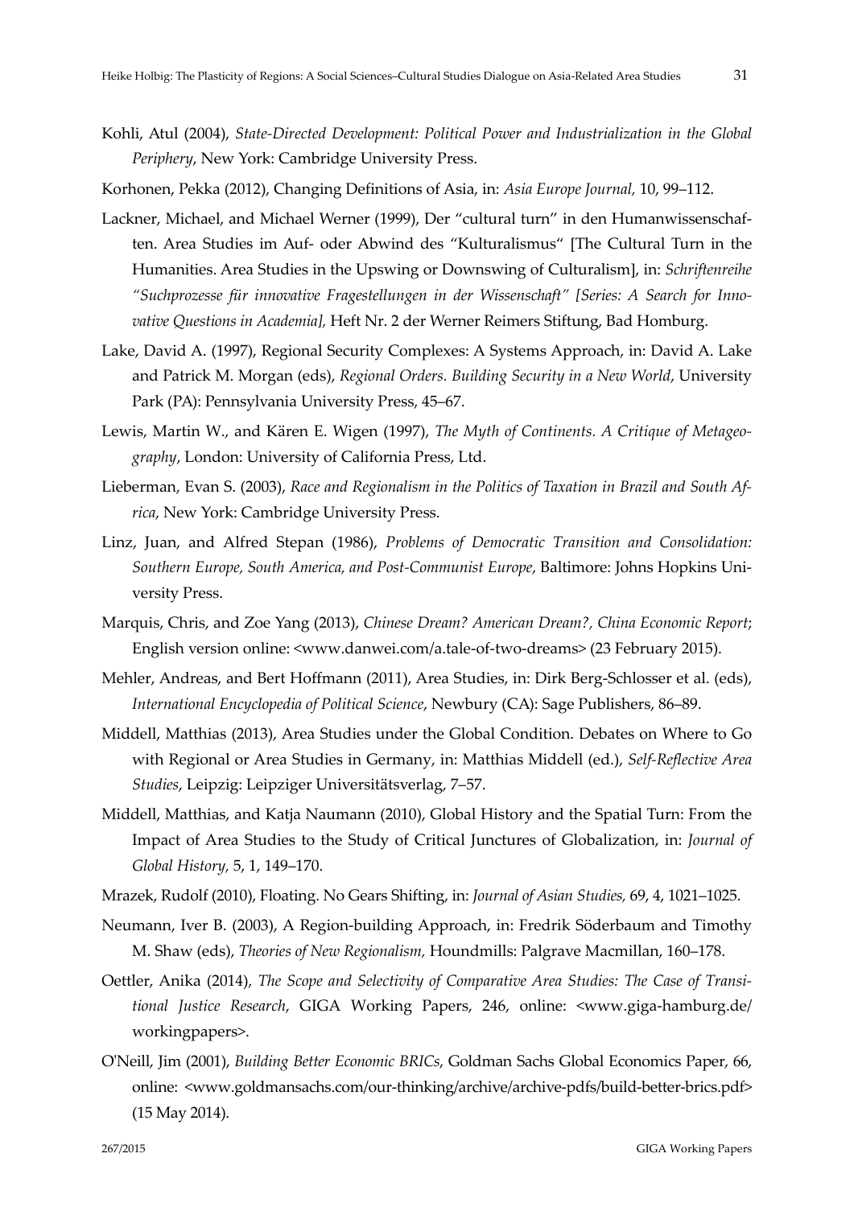Kohli, Atul (2004), *State-Directed Development: Political Power and Industrialization in the Global Periphery*, New York: Cambridge University Press.

Korhonen, Pekka (2012), Changing Definitions of Asia, in: *Asia Europe Journal,* 10, 99–112.

Lackner, Michael, and Michael Werner (1999), Der "cultural turn" in den Humanwissenschaften. Area Studies im Auf- oder Abwind des "Kulturalismus" [The Cultural Turn in the Humanities. Area Studies in the Upswing or Downswing of Culturalism], in: *Schriftenreihe "Suchprozesse für innovative Fragestellungen in der Wissenschaft" [Series: A Search for Innovative Questions in Academia],* Heft Nr. 2 der Werner Reimers Stiftung, Bad Homburg.

Lake, David A. (1997), Regional Security Complexes: A Systems Approach, in: David A. Lake and Patrick M. Morgan (eds), *Regional Orders. Building Security in a New World*, University Park (PA): Pennsylvania University Press, 45–67.

Lewis, Martin W., and Kären E. Wigen (1997), *The Myth of Continents. A Critique of Metageography*, London: University of California Press, Ltd.

Lieberman, Evan S. (2003), *Race and Regionalism in the Politics of Taxation in Brazil and South Africa*, New York: Cambridge University Press.

Linz, Juan, and Alfred Stepan (1986), *Problems of Democratic Transition and Consolidation: Southern Europe, South America, and Post-Communist Europe*, Baltimore: Johns Hopkins University Press.

Marquis, Chris, and Zoe Yang (2013), *Chinese Dream? American Dream?, China Economic Report*; English version online: <www.danwei.com/a.tale-of-two-dreams> (23 February 2015).

Mehler, Andreas, and Bert Hoffmann (2011), Area Studies, in: Dirk Berg-Schlosser et al. (eds), *International Encyclopedia of Political Science*, Newbury (CA): Sage Publishers, 86–89.

Middell, Matthias (2013), Area Studies under the Global Condition. Debates on Where to Go with Regional or Area Studies in Germany, in: Matthias Middell (ed.), *Self-Reflective Area Studies*, Leipzig: Leipziger Universitätsverlag, 7–57.

Middell, Matthias, and Katja Naumann (2010), Global History and the Spatial Turn: From the Impact of Area Studies to the Study of Critical Junctures of Globalization, in: *Journal of Global History,* 5, 1, 149–170.

Mrazek, Rudolf (2010), Floating. No Gears Shifting, in: *Journal of Asian Studies,* 69, 4, 1021–1025.

Neumann, Iver B. (2003), A Region-building Approach, in: Fredrik Söderbaum and Timothy M. Shaw (eds), *Theories of New Regionalism,* Houndmills: Palgrave Macmillan, 160–178.

Oettler, Anika (2014), *The Scope and Selectivity of Comparative Area Studies: The Case of Transitional Justice Research*, GIGA Working Papers, 246, online: <www.giga-hamburg.de/workingpapers>.

O'Neill, Jim (2001), *Building Better Economic BRICs*, Goldman Sachs Global Economics Paper, 66, online: <www.goldmansachs.com/our-thinking/archive/archive-pdfs/build-better-brics.pdf> (15 May 2014).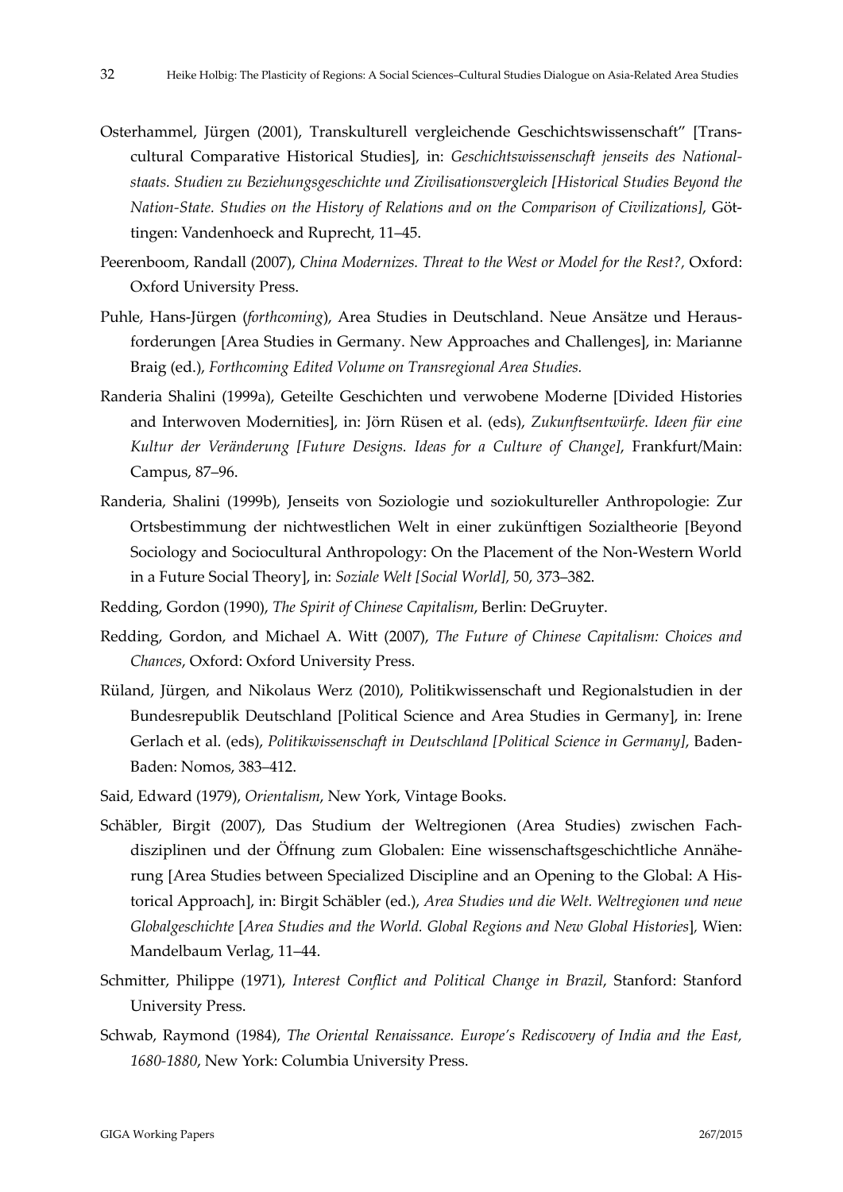Osterhammel, Jürgen (2001), Transkulturell vergleichende Geschichtswissenschaft" [Transcultural Comparative Historical Studies], in: *Geschichtswissenschaft jenseits des Nationalstaats. Studien zu Beziehungsgeschichte und Zivilisationsvergleich [Historical Studies Beyond the Nation-State. Studies on the History of Relations and on the Comparison of Civilizations]*, Göttingen: Vandenhoeck and Ruprecht, 11–45.

Peerenboom, Randall (2007), *China Modernizes. Threat to the West or Model for the Rest?*, Oxford: Oxford University Press.

Puhle, Hans-Jürgen (*forthcoming*), Area Studies in Deutschland. Neue Ansätze und Herausforderungen [Area Studies in Germany. New Approaches and Challenges], in: Marianne Braig (ed.), *Forthcoming Edited Volume on Transregional Area Studies.*

Randeria Shalini (1999a), Geteilte Geschichten und verwobene Moderne [Divided Histories and Interwoven Modernities], in: Jörn Rüsen et al. (eds), *Zukunftsentwürfe. Ideen für eine Kultur der Veränderung [Future Designs. Ideas for a Culture of Change]*, Frankfurt/Main: Campus, 87–96.

Randeria, Shalini (1999b), Jenseits von Soziologie und soziokultureller Anthropologie: Zur Ortsbestimmung der nichtwestlichen Welt in einer zukünftigen Sozialtheorie [Beyond Sociology and Sociocultural Anthropology: On the Placement of the Non-Western World in a Future Social Theory], in: *Soziale Welt [Social World]*, 50, 373–382.

Redding, Gordon (1990), *The Spirit of Chinese Capitalism*, Berlin: DeGruyter.

Redding, Gordon, and Michael A. Witt (2007), *The Future of Chinese Capitalism: Choices and Chances*, Oxford: Oxford University Press.

Rüland, Jürgen, and Nikolaus Werz (2010), Politikwissenschaft und Regionalstudien in der Bundesrepublik Deutschland [Political Science and Area Studies in Germany], in: Irene Gerlach et al. (eds), *Politikwissenschaft in Deutschland [Political Science in Germany]*, Baden-Baden: Nomos, 383–412.

Said, Edward (1979), *Orientalism*, New York, Vintage Books.

Schäbler, Birgit (2007), Das Studium der Weltregionen (Area Studies) zwischen Fachdisziplinen und der Öffnung zum Globalen: Eine wissenschaftsgeschichtliche Annäherung [Area Studies between Specialized Discipline and an Opening to the Global: A Historical Approach], in: Birgit Schäbler (ed.), *Area Studies und die Welt. Weltregionen und neue Globalgeschichte* [*Area Studies and the World. Global Regions and New Global Histories*], Wien: Mandelbaum Verlag, 11–44.

Schmitter, Philippe (1971), *Interest Conflict and Political Change in Brazil*, Stanford: Stanford University Press.

Schwab, Raymond (1984), *The Oriental Renaissance. Europe's Rediscovery of India and the East, 1680-1880*, New York: Columbia University Press.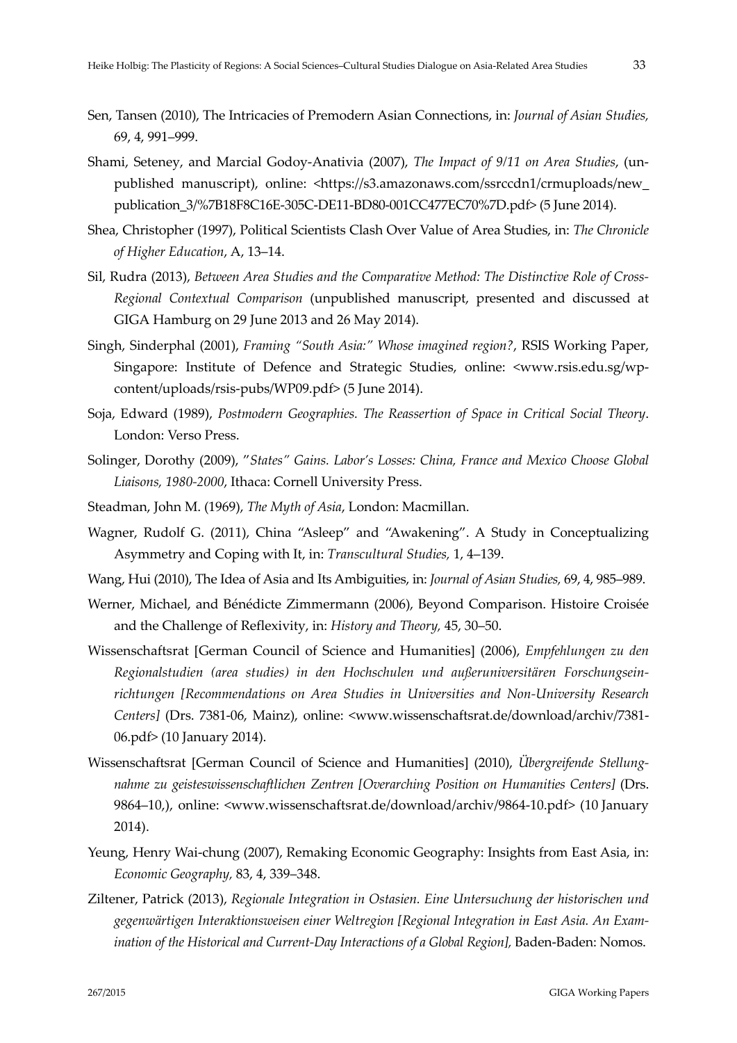Sen, Tansen (2010), The Intricacies of Premodern Asian Connections, in: *Journal of Asian Studies,* 69, 4, 991–999.

Shami, Seteney, and Marcial Godoy-Anativia (2007), *The Impact of 9/11 on Area Studies*, (unpublished manuscript), online: <https://s3.amazonaws.com/ssrccdn1/crmuploads/new_publication_3/%7B18F8C16E-305C-DE11-BD80-001CC477EC70%7D.pdf> (5 June 2014).

Shea, Christopher (1997), Political Scientists Clash Over Value of Area Studies, in: *The Chronicle of Higher Education*, A, 13–14.

Sil, Rudra (2013), *Between Area Studies and the Comparative Method: The Distinctive Role of Cross-Regional Contextual Comparison* (unpublished manuscript, presented and discussed at GIGA Hamburg on 29 June 2013 and 26 May 2014).

Singh, Sinderphal (2001), *Framing "South Asia:" Whose imagined region?*, RSIS Working Paper, Singapore: Institute of Defence and Strategic Studies, online: <www.rsis.edu.sg/wp-content/uploads/rsis-pubs/WP09.pdf> (5 June 2014).

Soja, Edward (1989), *Postmodern Geographies. The Reassertion of Space in Critical Social Theory*. London: Verso Press.

Solinger, Dorothy (2009), "*States" Gains. Labor's Losses: China, France and Mexico Choose Global Liaisons, 1980-2000*, Ithaca: Cornell University Press.

Steadman, John M. (1969), *The Myth of Asia*, London: Macmillan.

Wagner, Rudolf G. (2011), China "Asleep" and "Awakening". A Study in Conceptualizing Asymmetry and Coping with It, in: *Transcultural Studies,* 1, 4–139.

Wang, Hui (2010), The Idea of Asia and Its Ambiguities, in: *Journal of Asian Studies,* 69, 4, 985–989.

Werner, Michael, and Bénédicte Zimmermann (2006), Beyond Comparison. Histoire Croisée and the Challenge of Reflexivity, in: *History and Theory,* 45, 30–50.

Wissenschaftsrat [German Council of Science and Humanities] (2006), *Empfehlungen zu den Regionalstudien (area studies) in den Hochschulen und außeruniversitären Forschungseinrichtungen [Recommendations on Area Studies in Universities and Non-University Research Centers]* (Drs. 7381-06, Mainz), online: <www.wissenschaftsrat.de/download/archiv/7381-06.pdf> (10 January 2014).

Wissenschaftsrat [German Council of Science and Humanities] (2010), *Übergreifende Stellungnahme zu geisteswissenschaftlichen Zentren [Overarching Position on Humanities Centers]* (Drs. 9864–10,), online: <www.wissenschaftsrat.de/download/archiv/9864-10.pdf> (10 January 2014).

Yeung, Henry Wai-chung (2007), Remaking Economic Geography: Insights from East Asia, in: *Economic Geography,* 83, 4, 339–348.

Ziltener, Patrick (2013), *Regionale Integration in Ostasien. Eine Untersuchung der historischen und gegenwärtigen Interaktionsweisen einer Weltregion [Regional Integration in East Asia. An Examination of the Historical and Current-Day Interactions of a Global Region]*, Baden-Baden: Nomos.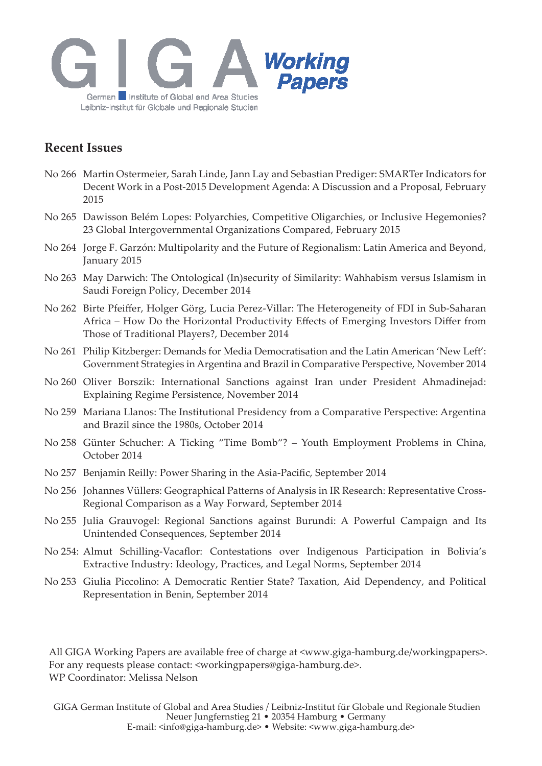GIGA Working Papers

German Institute of Global and Area Studies
Leibniz-Institut für Globale und Regionale Studien

## Recent Issues

- No 266 Martin Ostermeier, Sarah Linde, Jann Lay and Sebastian Prediger: SMARTer Indicators for Decent Work in a Post-2015 Development Agenda: A Discussion and a Proposal, February 2015
- No 265 Dawisson Belém Lopes: Polyarchies, Competitive Oligarchies, or Inclusive Hegemonies? 23 Global Intergovernmental Organizations Compared, February 2015
- No 264 Jorge F. Garzón: Multipolarity and the Future of Regionalism: Latin America and Beyond, January 2015
- No 263 May Darwich: The Ontological (In)security of Similarity: Wahhabism versus Islamism in Saudi Foreign Policy, December 2014
- No 262 Birte Pfeiffer, Holger Görg, Lucia Perez-Villar: The Heterogeneity of FDI in Sub-Saharan Africa – How Do the Horizontal Productivity Effects of Emerging Investors Differ from Those of Traditional Players?, December 2014
- No 261 Philip Kitzberger: Demands for Media Democratisation and the Latin American 'New Left': Government Strategies in Argentina and Brazil in Comparative Perspective, November 2014
- No 260 Oliver Borszik: International Sanctions against Iran under President Ahmadinejad: Explaining Regime Persistence, November 2014
- No 259 Mariana Llanos: The Institutional Presidency from a Comparative Perspective: Argentina and Brazil since the 1980s, October 2014
- No 258 Günter Schucher: A Ticking "Time Bomb"? – Youth Employment Problems in China, October 2014
- No 257 Benjamin Reilly: Power Sharing in the Asia-Pacific, September 2014
- No 256 Johannes Vüllers: Geographical Patterns of Analysis in IR Research: Representative Cross-Regional Comparison as a Way Forward, September 2014
- No 255 Julia Grauvogel: Regional Sanctions against Burundi: A Powerful Campaign and Its Unintended Consequences, September 2014
- No 254: Almut Schilling-Vacaflor: Contestations over Indigenous Participation in Bolivia's Extractive Industry: Ideology, Practices, and Legal Norms, September 2014
- No 253 Giulia Piccolino: A Democratic Rentier State? Taxation, Aid Dependency, and Political Representation in Benin, September 2014

All GIGA Working Papers are available free of charge at <www.giga-hamburg.de/workingpapers>.
For any requests please contact: <workingpapers@giga-hamburg.de>.
WP Coordinator: Melissa Nelson

GIGA German Institute of Global and Area Studies / Leibniz-Institut für Globale und Regionale Studien
Neuer Jungfernstieg 21 • 20354 Hamburg • Germany
E-mail: <info@giga-hamburg.de> • Website: <www.giga-hamburg.de>